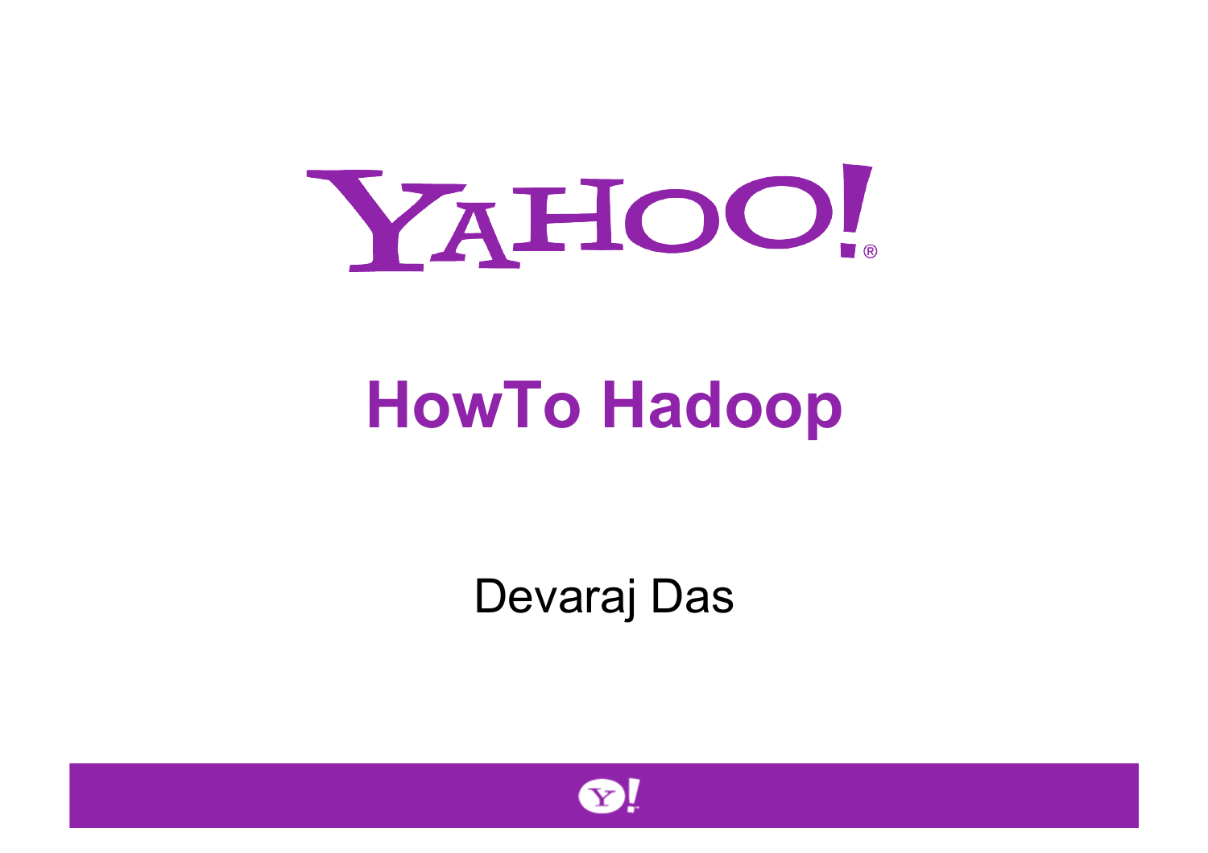# HowTo Hadoop

Devaraj Das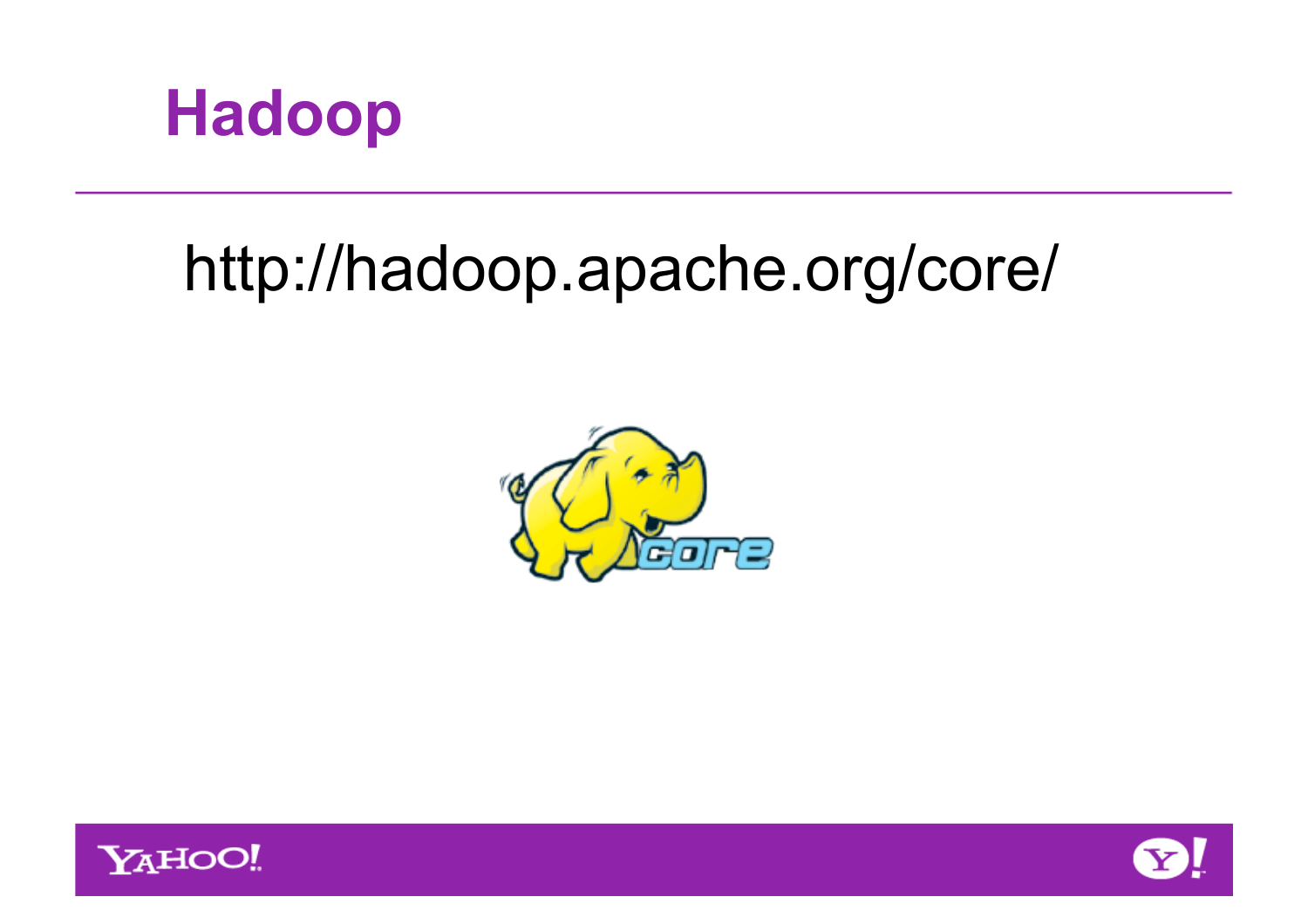# Hadoop

http://hadoop.apache.org/core/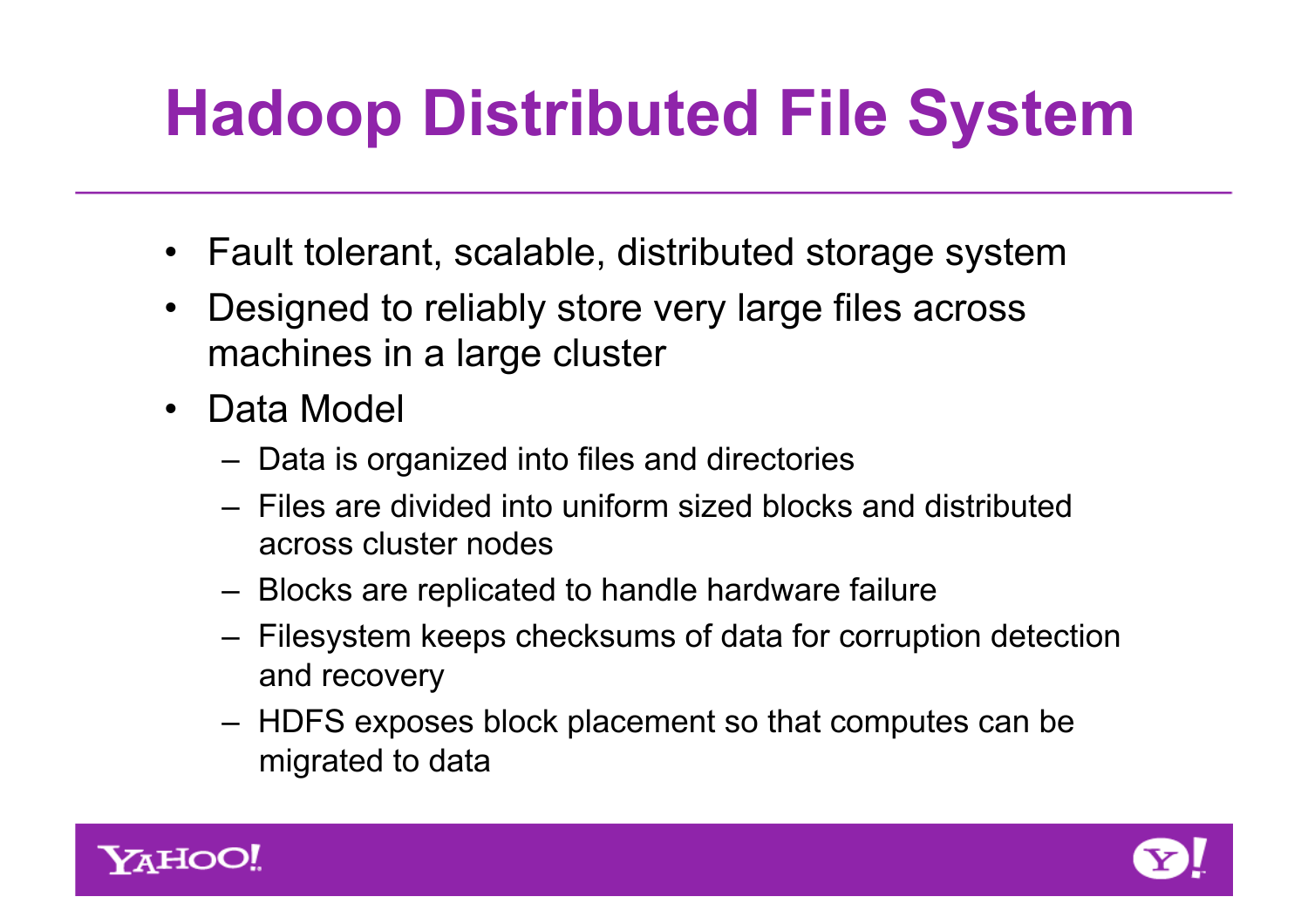# Hadoop Distributed File System

- Fault tolerant, scalable, distributed storage system
- Designed to reliably store very large files across machines in a large cluster
- Data Model
  - Data is organized into files and directories
  - Files are divided into uniform sized blocks and distributed across cluster nodes
  - Blocks are replicated to handle hardware failure
  - Filesystem keeps checksums of data for corruption detection and recovery
  - HDFS exposes block placement so that computes can be migrated to data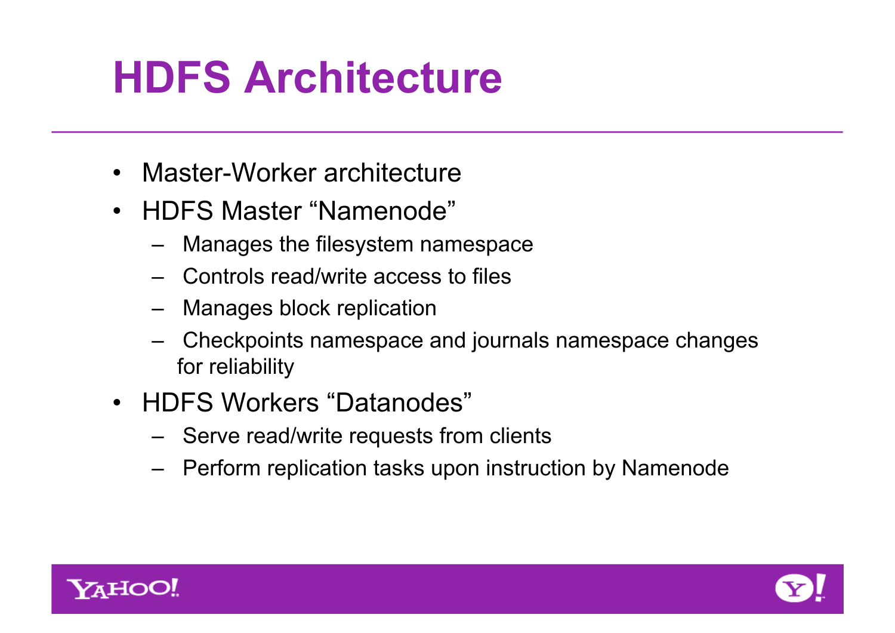# HDFS Architecture

- Master-Worker architecture
- HDFS Master “Namenode”
  - Manages the filesystem namespace
  - Controls read/write access to files
  - Manages block replication
  - Checkpoints namespace and journals namespace changes for reliability
- HDFS Workers “Datanodes”
  - Serve read/write requests from clients
  - Perform replication tasks upon instruction by Namenode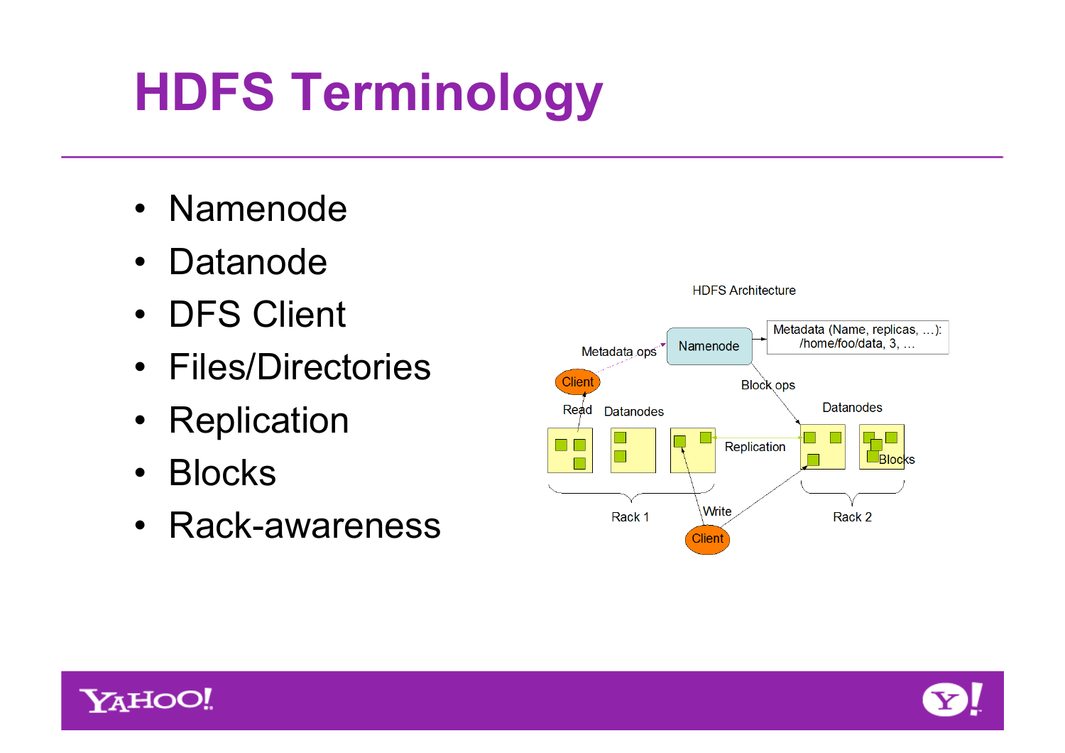# HDFS Terminology

- Namenode
- Datanode
- DFS Client
- Files/Directories
- Replication
- Blocks
- Rack-awareness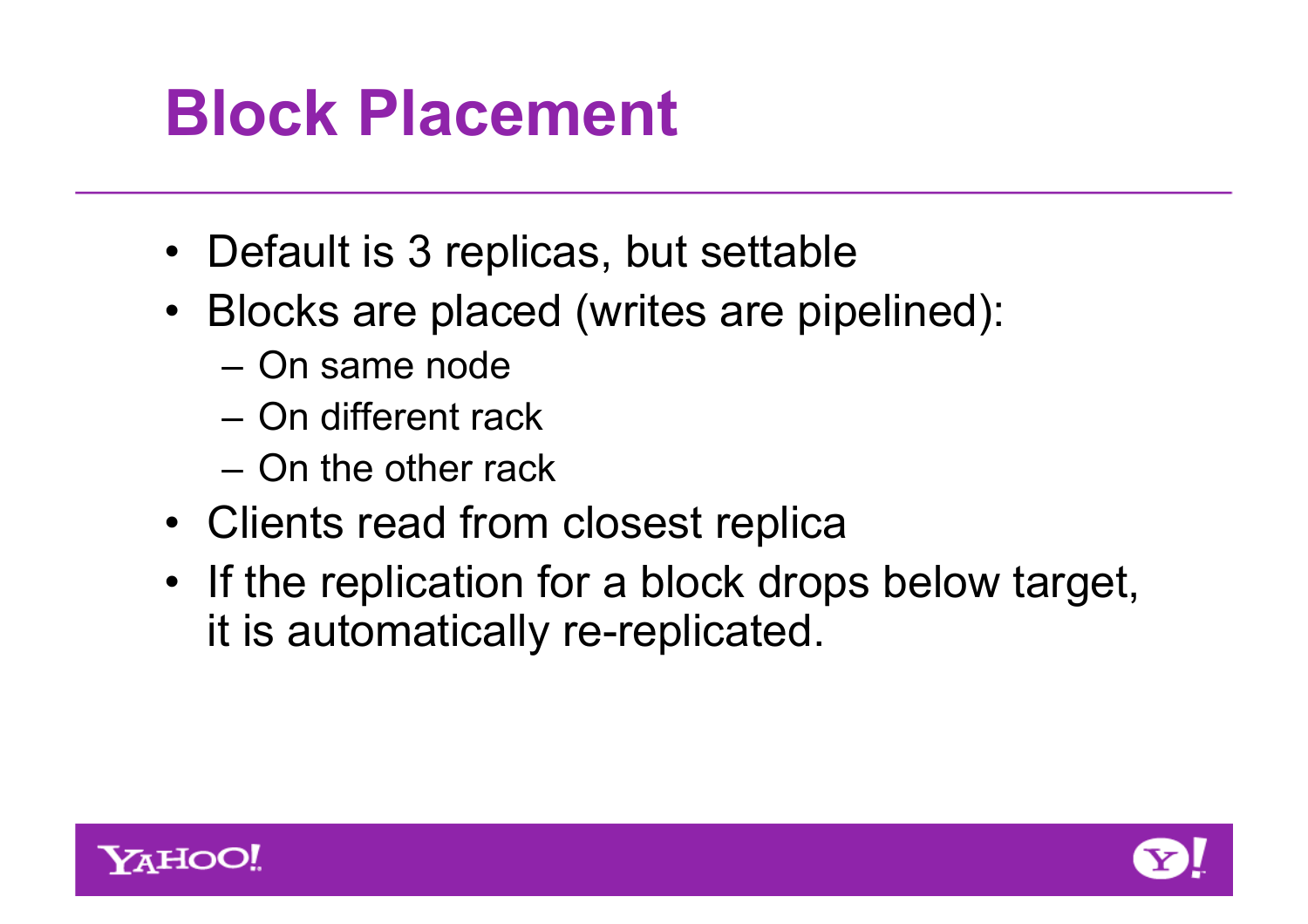# Block Placement

- Default is 3 replicas, but settable
- Blocks are placed (writes are pipelined):
  - On same node
  - On different rack
  - On the other rack
- Clients read from closest replica
- If the replication for a block drops below target, it is automatically re-replicated.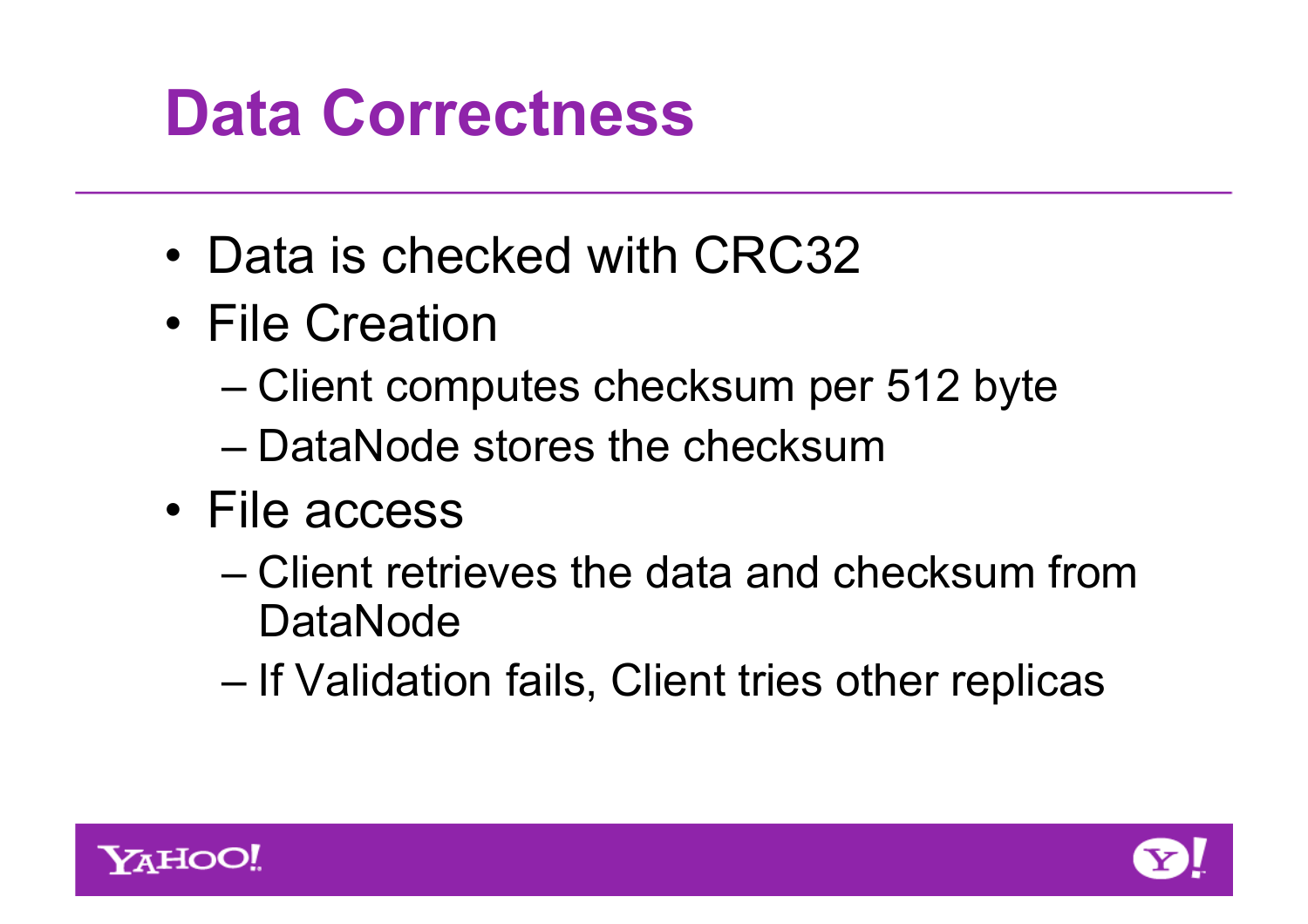# Data Correctness

- Data is checked with CRC32
- File Creation
  - Client computes checksum per 512 byte
  - DataNode stores the checksum
- File access
  - Client retrieves the data and checksum from DataNode
  - If Validation fails, Client tries other replicas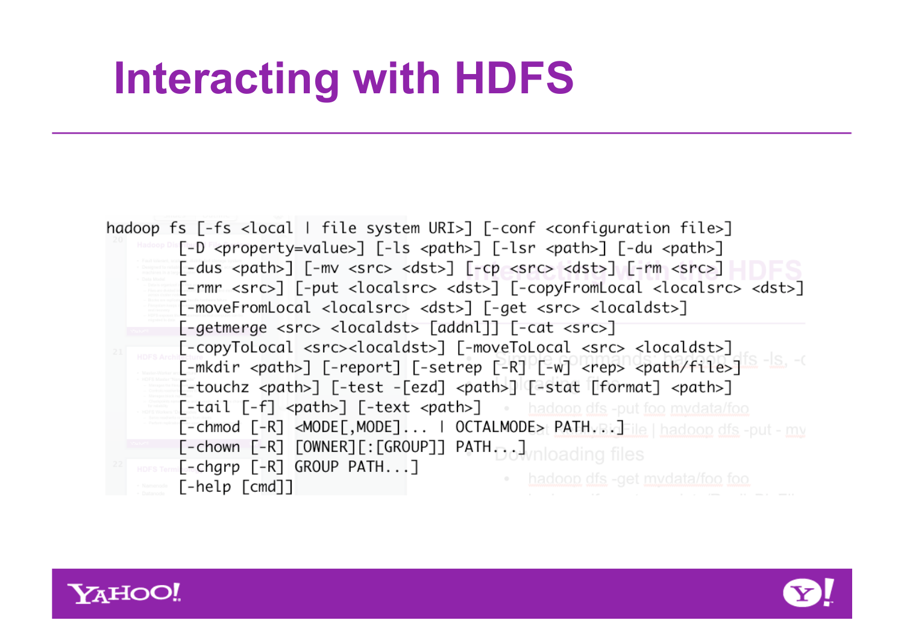# Interacting with HDFS

```
hadoop fs [-fs <local | file system URI>] [-conf <configuration file>]
        [-D <property=value>] [-ls <path>] [-lsr <path>] [-du <path>]
        [-dus <path>] [-mv <src> <dst>] [-cp <src> <dst>] [-rm <src>]
        [-rmr <src>] [-put <localsrc> <dst>] [-copyFromLocal <localsrc> <dst>]
        [-moveFromLocal <localsrc> <dst>] [-get <src> <localdst>]
        [-getmerge <src> <localdst> [addnl]] [-cat <src>]
        [-copyToLocal <src><localdst>] [-moveToLocal <src> <localdst>]
        [-mkdir <path>] [-report] [-setrep [-R] [-w] <rep> <path/file>]
        [-touchz <path>] [-test -[ezd] <path>] [-stat [format] <path>]
        [-tail [-f] <path>] [-text <path>]
        [-chmod [-R] <MODE[,MODE]... | OCTALMODE> PATH...]
        [-chown [-R] [OWNER][:[GROUP]] PATH...]
        [-chgrp [-R] GROUP PATH...]
        [-help [cmd]]
```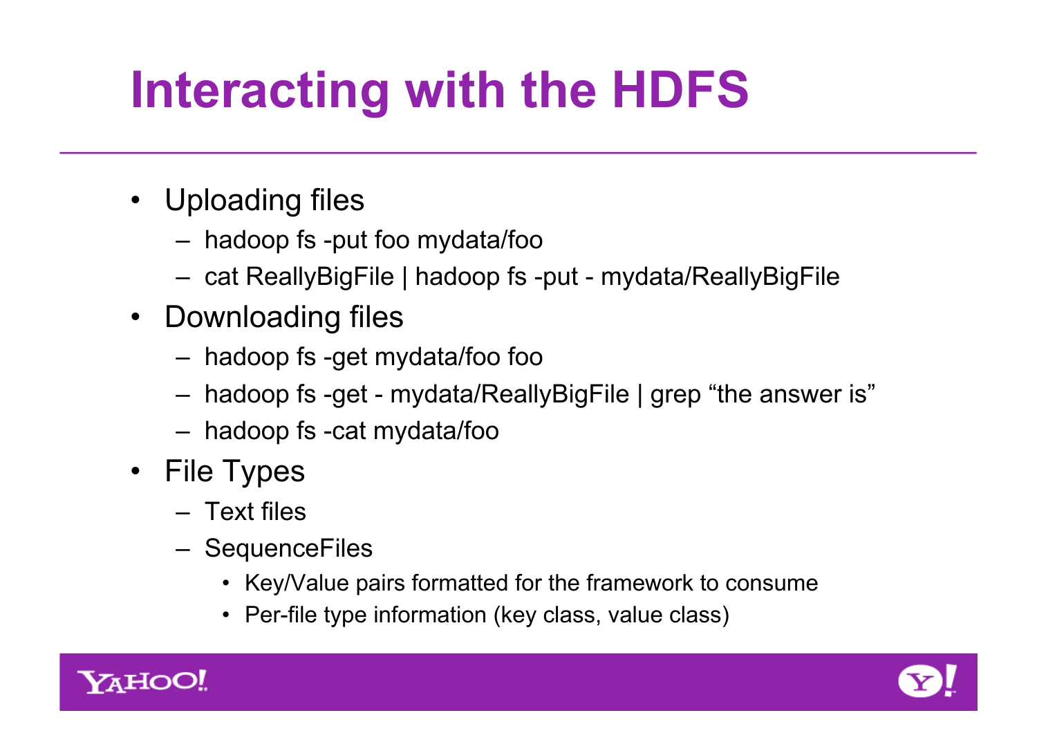# Interacting with the HDFS

- Uploading files
  - hadoop fs -put foo mydata/foo
  - cat ReallyBigFile | hadoop fs -put - mydata/ReallyBigFile
- Downloading files
  - hadoop fs -get mydata/foo foo
  - hadoop fs -get - mydata/ReallyBigFile | grep “the answer is”
  - hadoop fs -cat mydata/foo
- File Types
  - Text files
  - SequenceFiles
    - Key/Value pairs formatted for the framework to consume
    - Per-file type information (key class, value class)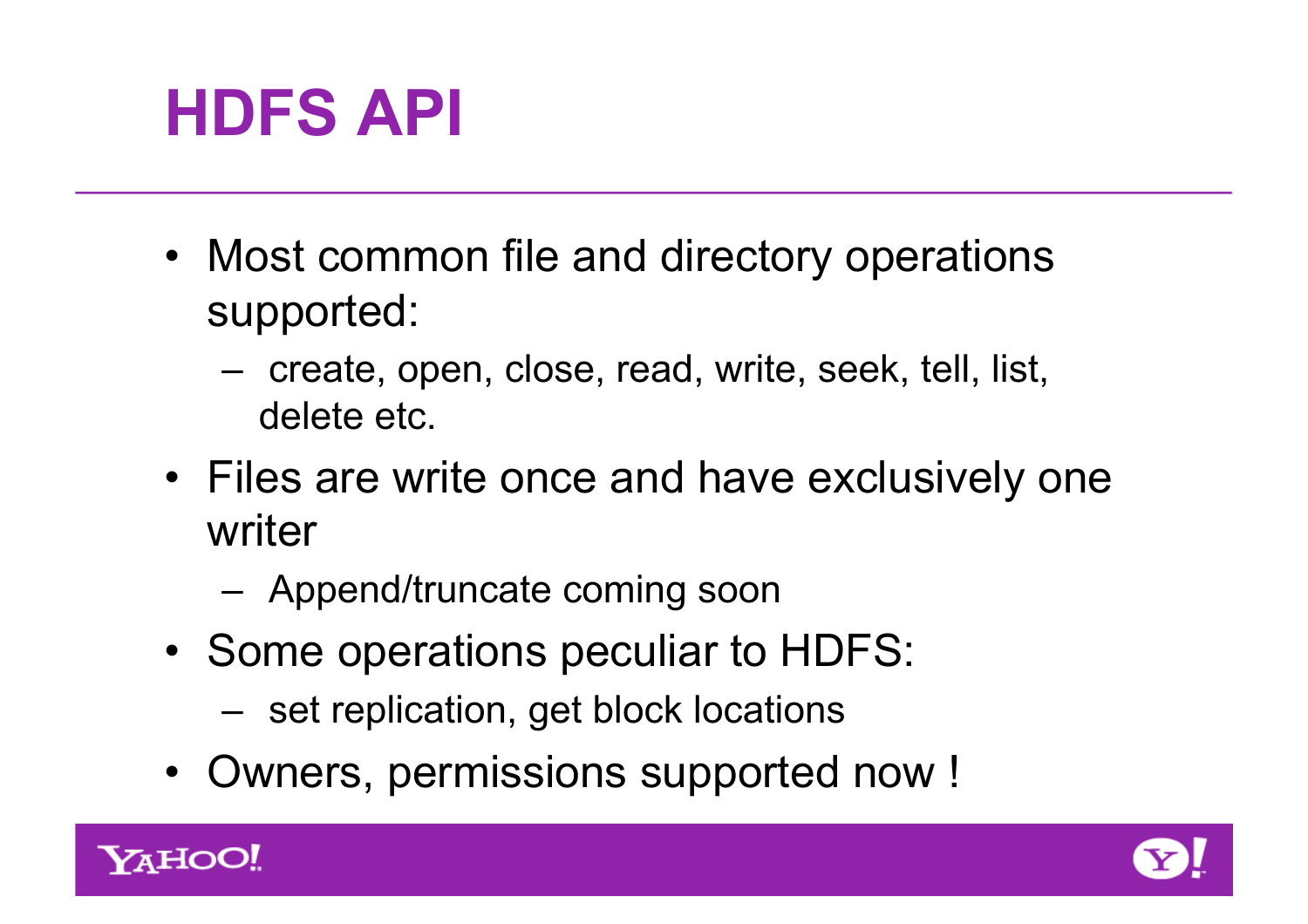# HDFS API

- Most common file and directory operations supported:
  - create, open, close, read, write, seek, tell, list, delete etc.
- Files are write once and have exclusively one writer
  - Append/truncate coming soon
- Some operations peculiar to HDFS:
  - set replication, get block locations
- Owners, permissions supported now !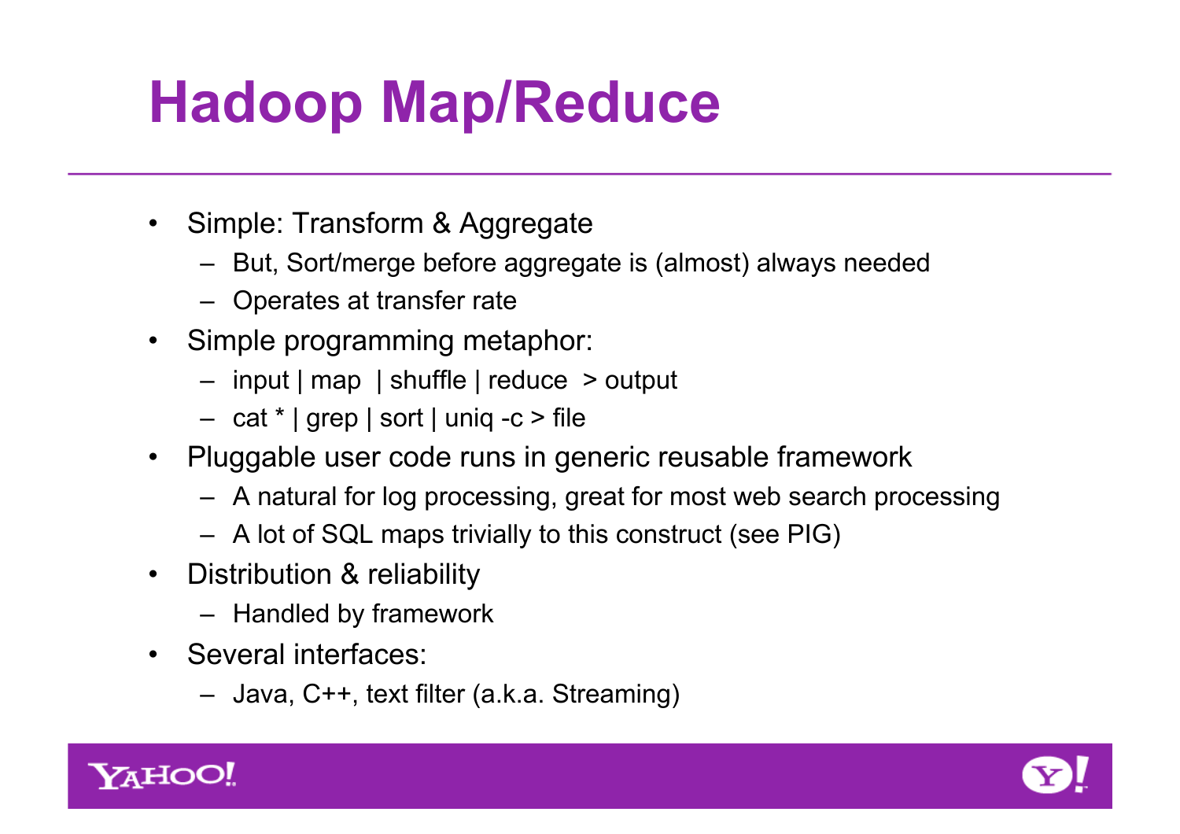# Hadoop Map/Reduce

- Simple: Transform & Aggregate
  - But, Sort/merge before aggregate is (almost) always needed
  - Operates at transfer rate
- Simple programming metaphor:
  - input | map | shuffle | reduce > output
  - cat * | grep | sort | uniq -c > file
- Pluggable user code runs in generic reusable framework
  - A natural for log processing, great for most web search processing
  - A lot of SQL maps trivially to this construct (see PIG)
- Distribution & reliability
  - Handled by framework
- Several interfaces:
  - Java, C++, text filter (a.k.a. Streaming)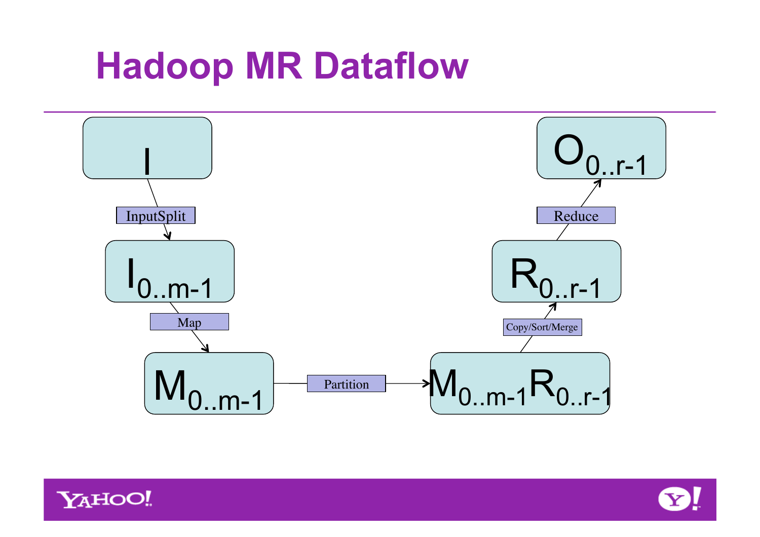# Hadoop MR Dataflow

$I$ → InputSplit → $I_{0..m-1}$ → Map → $M_{0..m-1}$ → Partition → $M_{0..m-1}R_{0..r-1}$ → Copy/Sort/Merge → $R_{0..r-1}$ → Reduce → $O_{0..r-1}$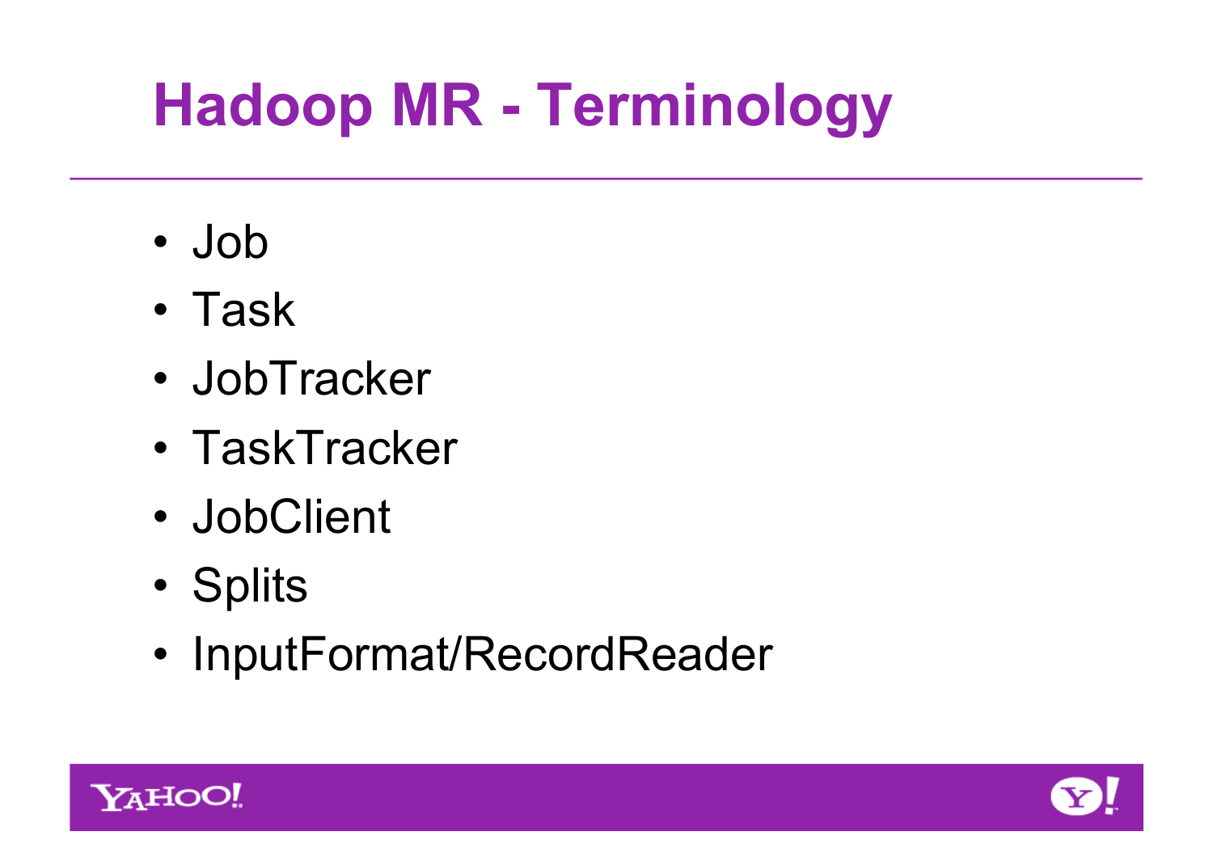# Hadoop MR - Terminology

- Job
- Task
- JobTracker
- TaskTracker
- JobClient
- Splits
- InputFormat/RecordReader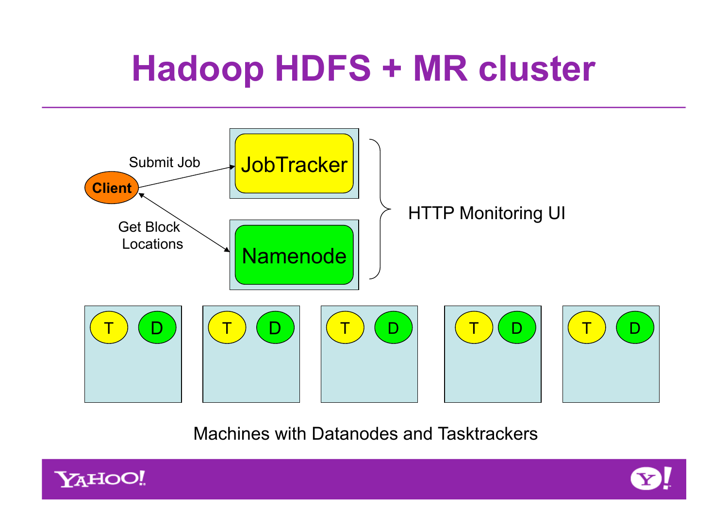# Hadoop HDFS + MR cluster

Client

Submit Job

Get Block Locations

JobTracker

Namenode

HTTP Monitoring UI

T D | T D | T D | T D | T D

Machines with Datanodes and Tasktrackers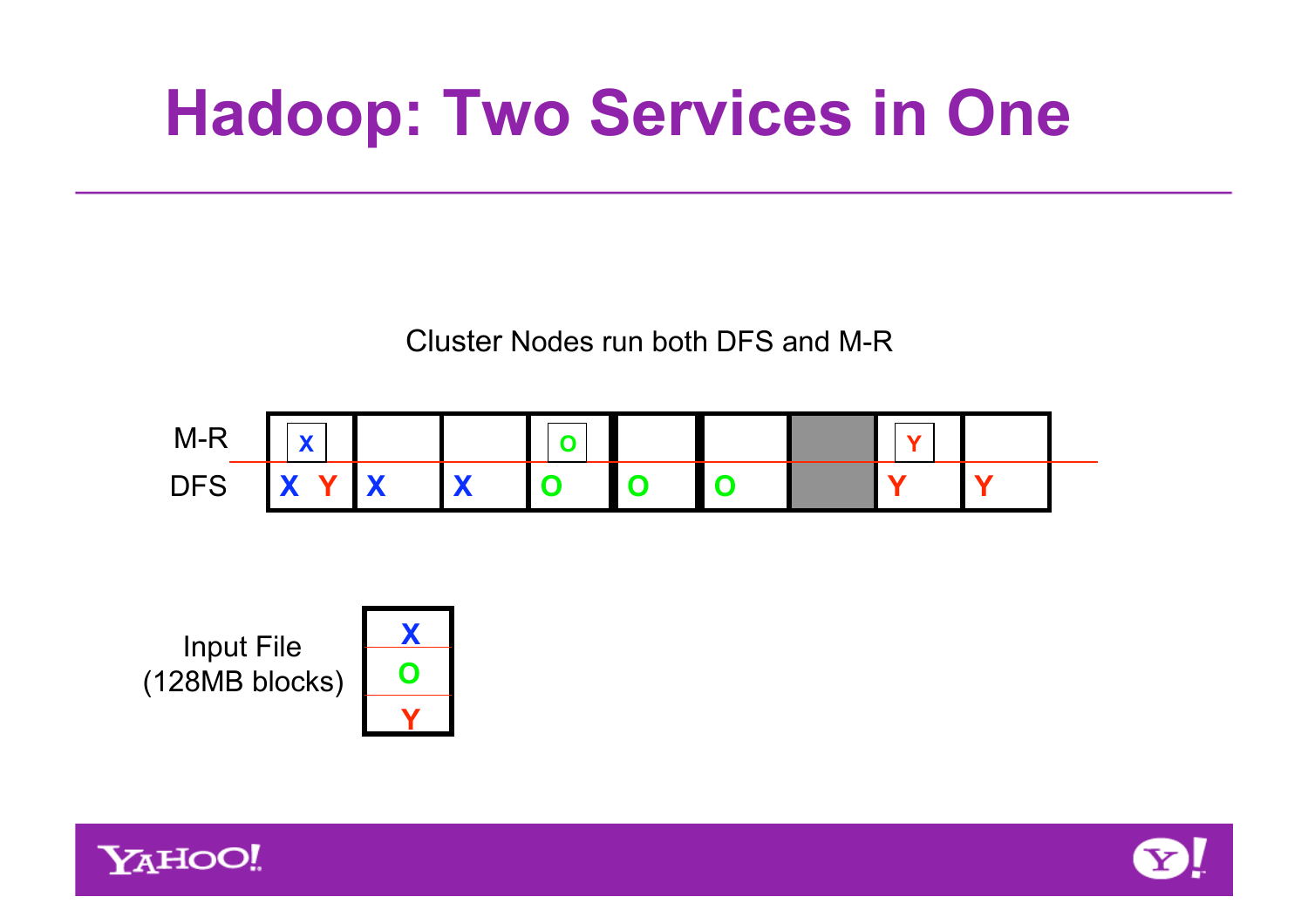# Hadoop: Two Services in One

Cluster Nodes run both DFS and M-R

| | | | | | | | | | |
|---|---|---|---|---|---|---|---|---|---|
| M-R | X | | | O | | | | Y | |
| DFS | X Y | X | X | O | O | O | | Y | Y |

Input File (128MB blocks)

| |
|---|
| X |
| O |
| Y |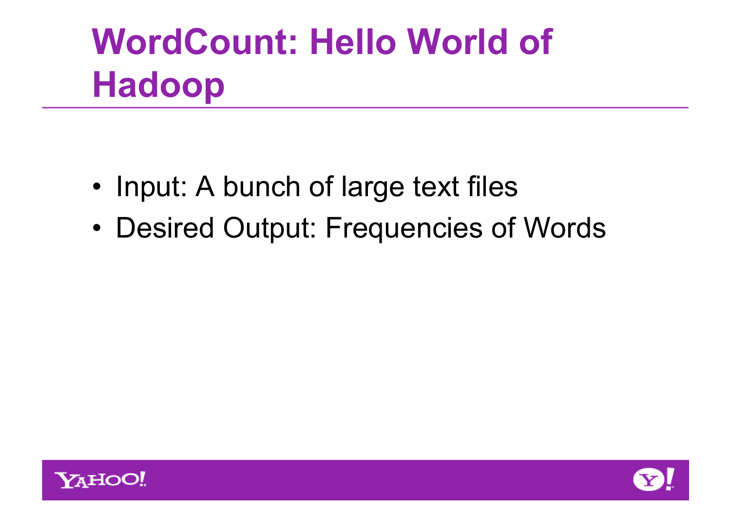# WordCount: Hello World of Hadoop

- Input: A bunch of large text files
- Desired Output: Frequencies of Words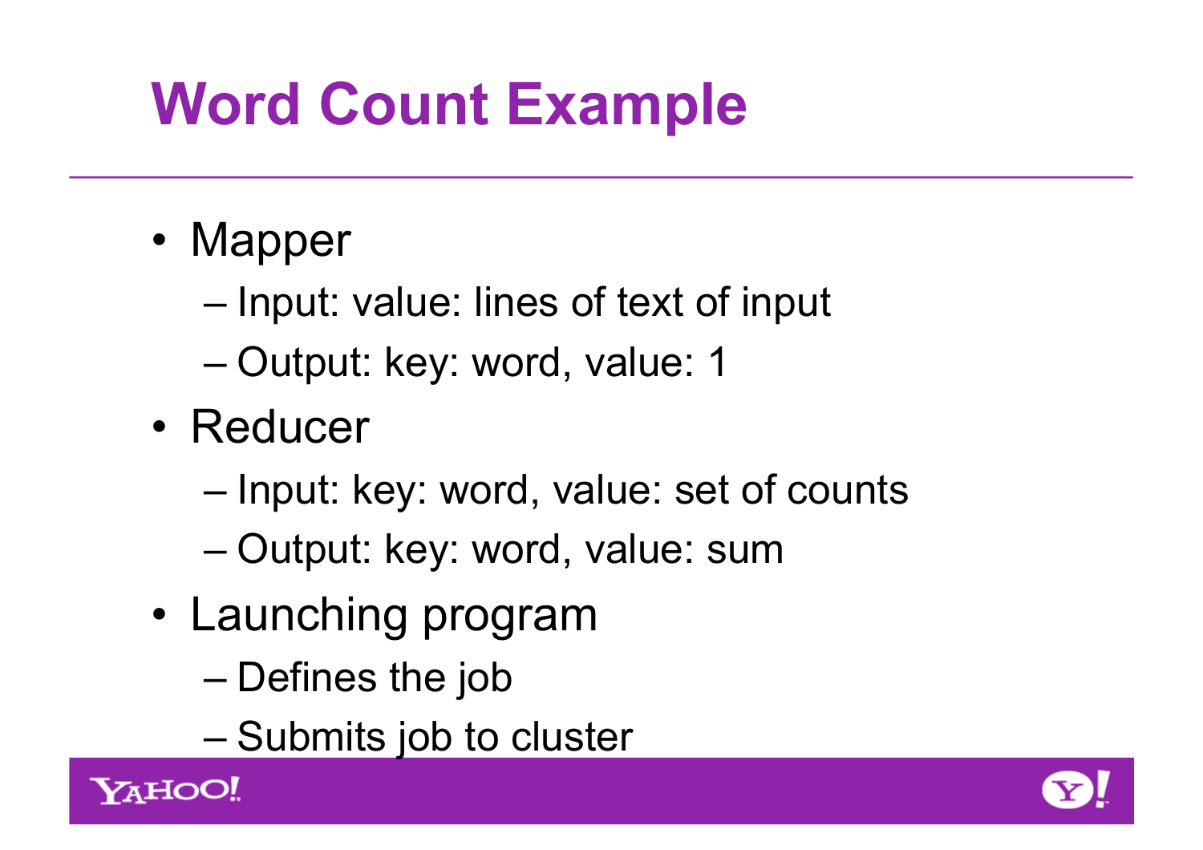# Word Count Example

- Mapper
  - Input: value: lines of text of input
  - Output: key: word, value: 1
- Reducer
  - Input: key: word, value: set of counts
  - Output: key: word, value: sum
- Launching program
  - Defines the job
  - Submits job to cluster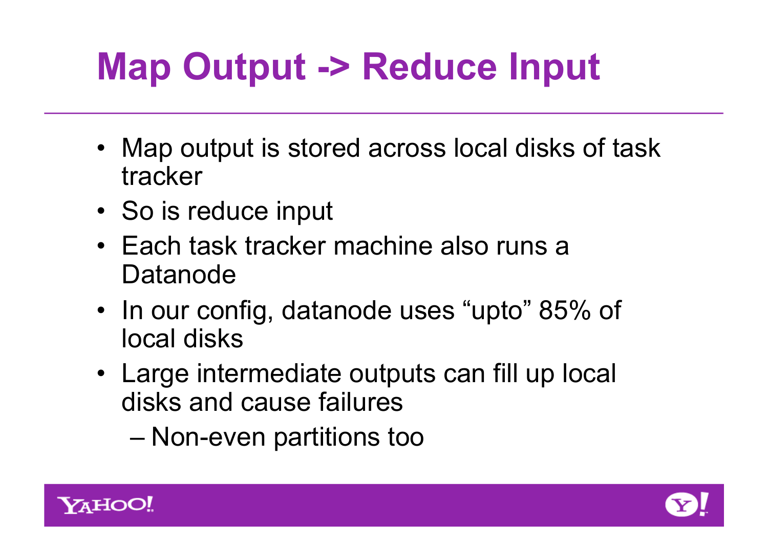# Map Output -> Reduce Input

- Map output is stored across local disks of task tracker
- So is reduce input
- Each task tracker machine also runs a Datanode
- In our config, datanode uses “upto” 85% of local disks
- Large intermediate outputs can fill up local disks and cause failures
  - Non-even partitions too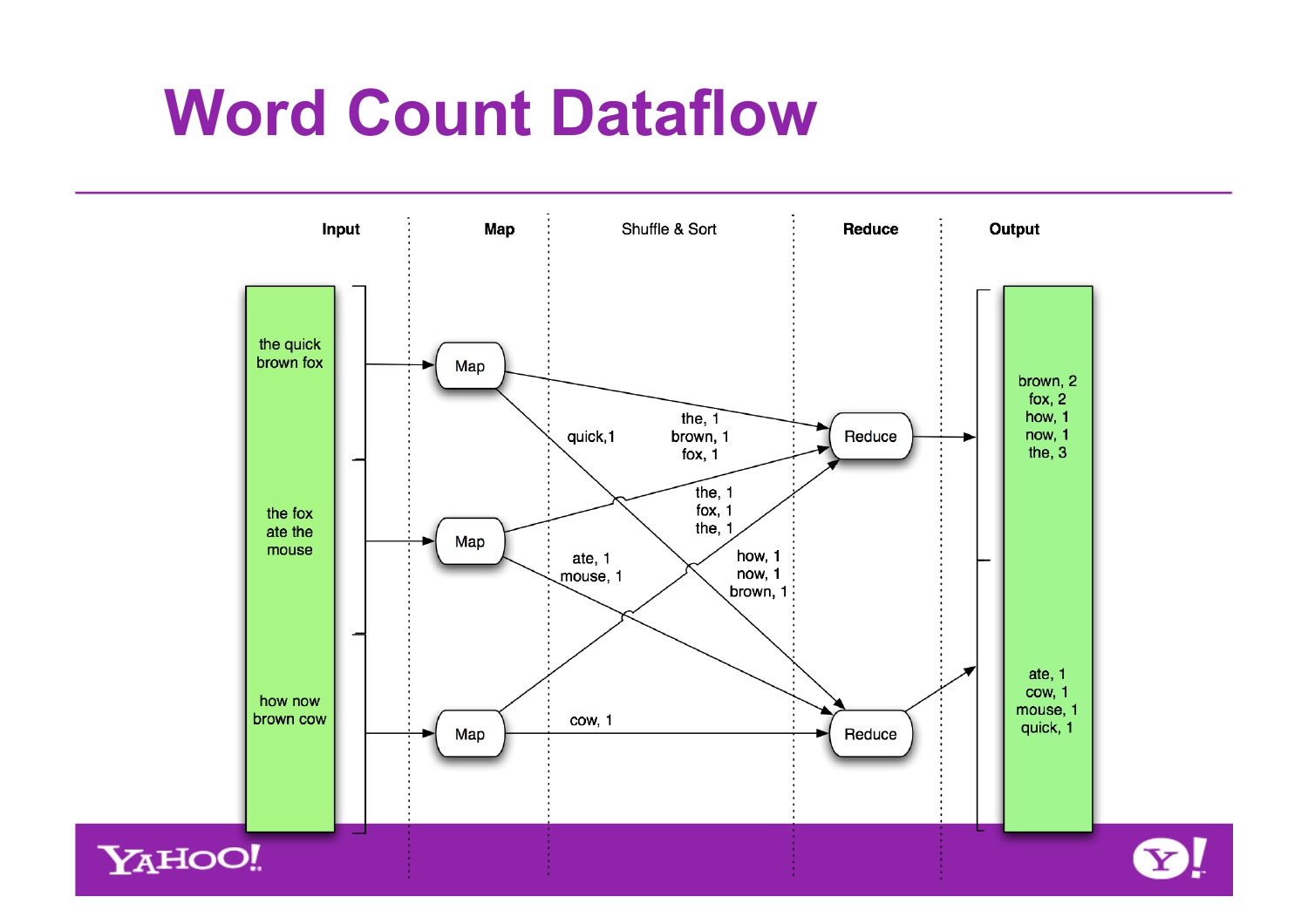# Word Count Dataflow

| Input | Map | Shuffle & Sort | Reduce | Output |
|---|---|---|---|---|
| the quick brown fox | Map | quick,1 / the, 1 / brown, 1 / fox, 1 | Reduce | brown, 2 / fox, 2 / how, 1 / now, 1 / the, 3 |
| the fox ate the mouse | Map | the, 1 / fox, 1 / the, 1 / ate, 1 / mouse, 1 | | |
| how now brown cow | Map | how, 1 / now, 1 / brown, 1 / cow, 1 | Reduce | ate, 1 / cow, 1 / mouse, 1 / quick, 1 |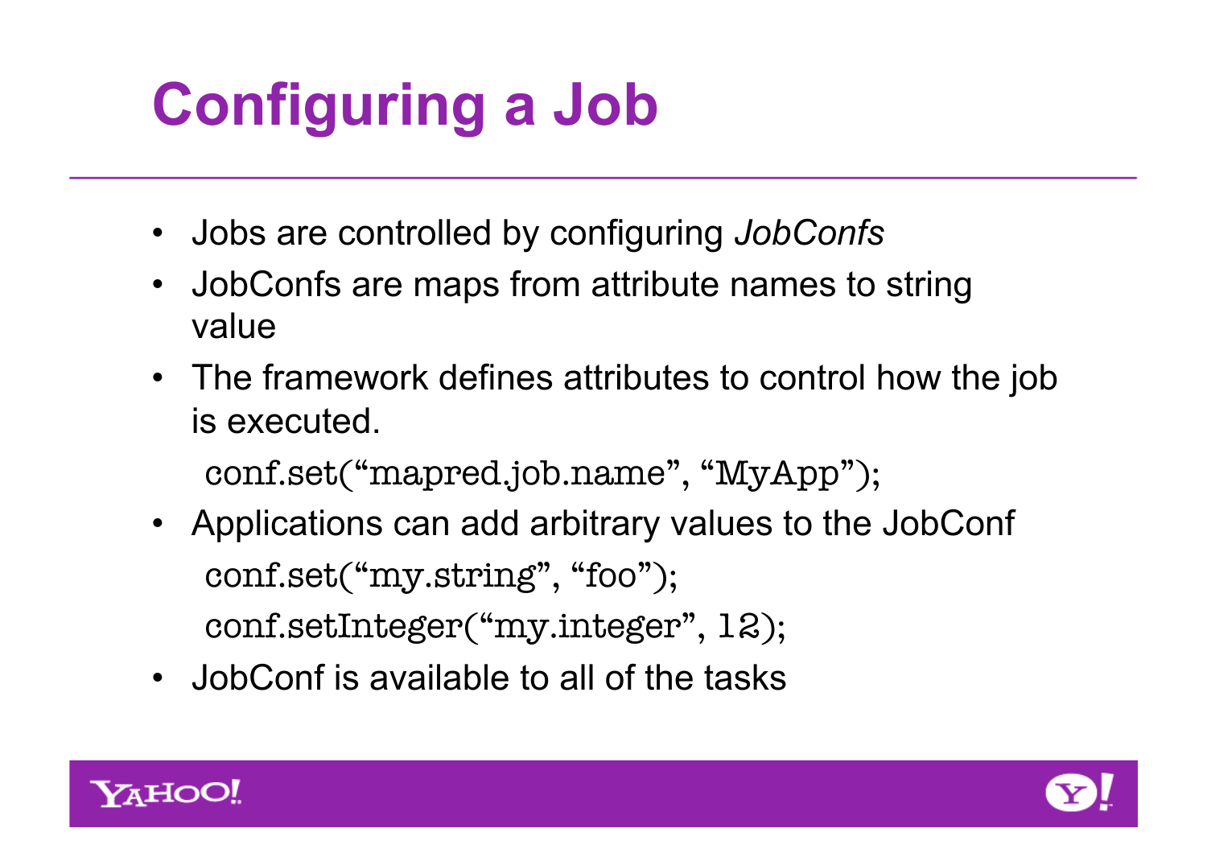# Configuring a Job

- Jobs are controlled by configuring *JobConfs*
- JobConfs are maps from attribute names to string value
- The framework defines attributes to control how the job is executed.

```
conf.set("mapred.job.name", "MyApp");
```

- Applications can add arbitrary values to the JobConf

```
conf.set("my.string", "foo");
conf.setInteger("my.integer", 12);
```

- JobConf is available to all of the tasks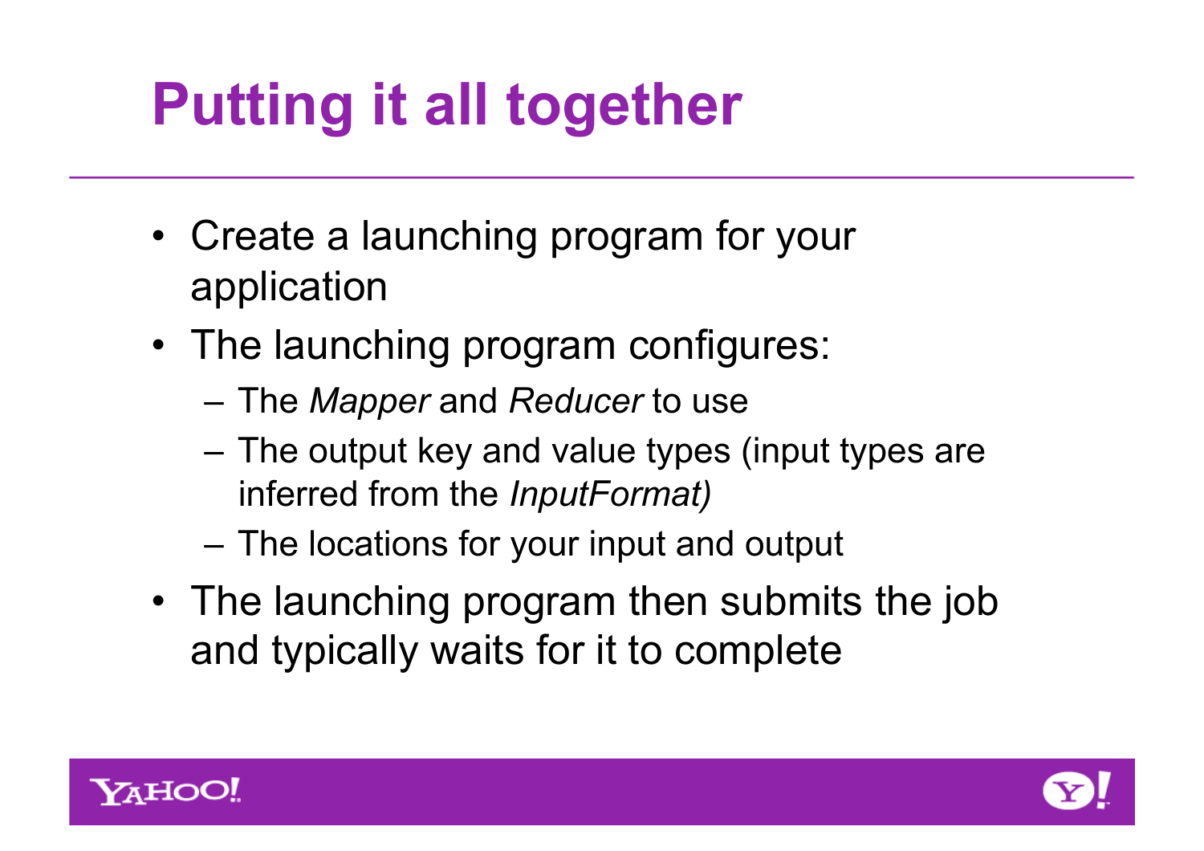# Putting it all together

- Create a launching program for your application
- The launching program configures:
  - The *Mapper* and *Reducer* to use
  - The output key and value types (input types are inferred from the *InputFormat)*
  - The locations for your input and output
- The launching program then submits the job and typically waits for it to complete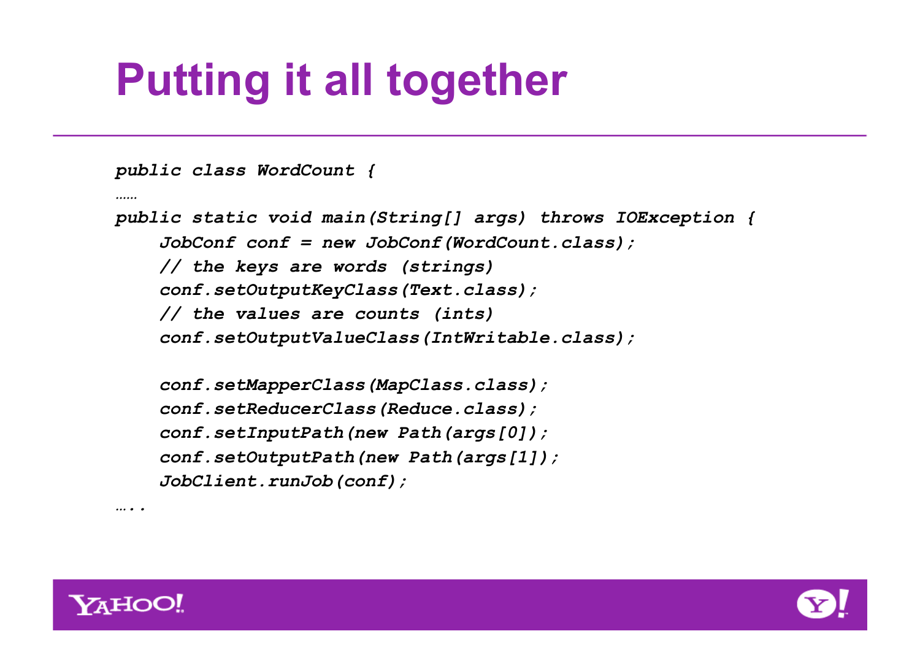# Putting it all together

```
public class WordCount {
……
public static void main(String[] args) throws IOException {
    JobConf conf = new JobConf(WordCount.class);
    // the keys are words (strings)
    conf.setOutputKeyClass(Text.class);
    // the values are counts (ints)
    conf.setOutputValueClass(IntWritable.class);

    conf.setMapperClass(MapClass.class);
    conf.setReducerClass(Reduce.class);
    conf.setInputPath(new Path(args[0]);
    conf.setOutputPath(new Path(args[1]);
    JobClient.runJob(conf);
…..
```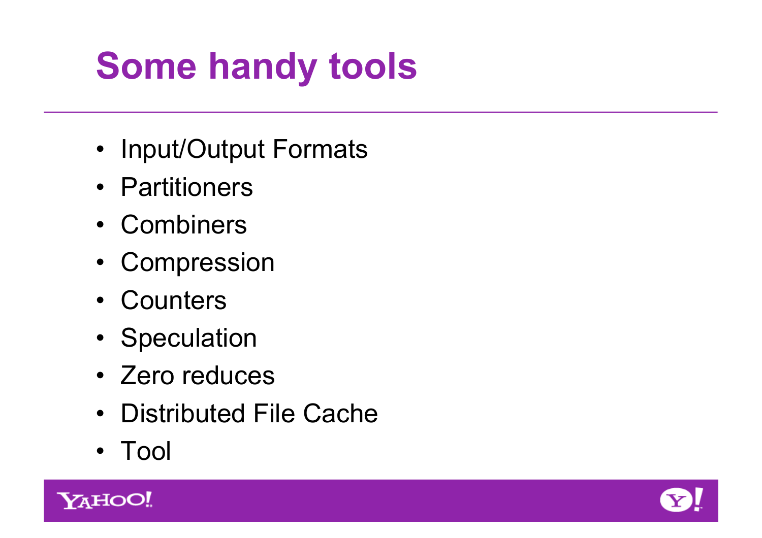# Some handy tools

- Input/Output Formats
- Partitioners
- Combiners
- Compression
- Counters
- Speculation
- Zero reduces
- Distributed File Cache
- Tool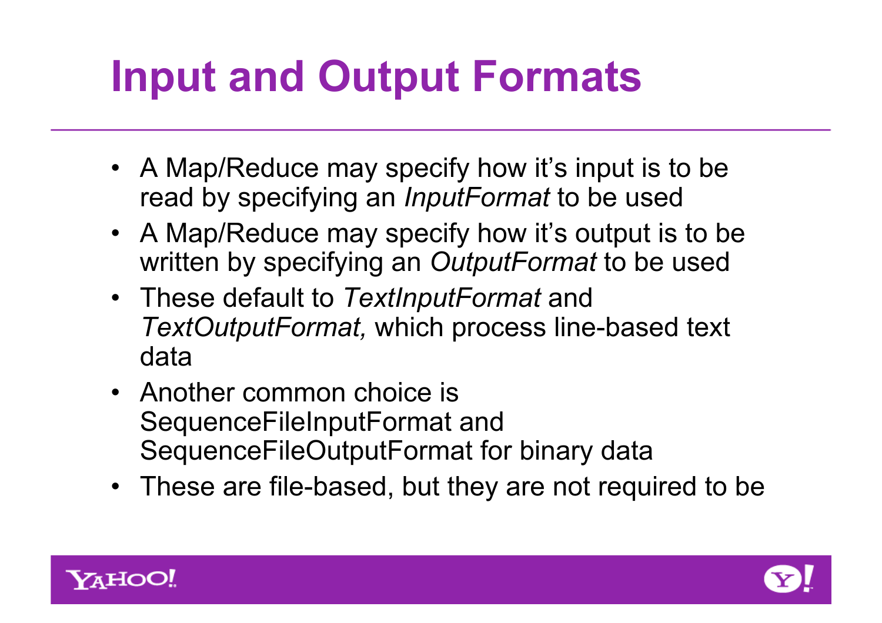# Input and Output Formats

- A Map/Reduce may specify how it's input is to be read by specifying an *InputFormat* to be used
- A Map/Reduce may specify how it's output is to be written by specifying an *OutputFormat* to be used
- These default to *TextInputFormat* and *TextOutputFormat,* which process line-based text data
- Another common choice is SequenceFileInputFormat and SequenceFileOutputFormat for binary data
- These are file-based, but they are not required to be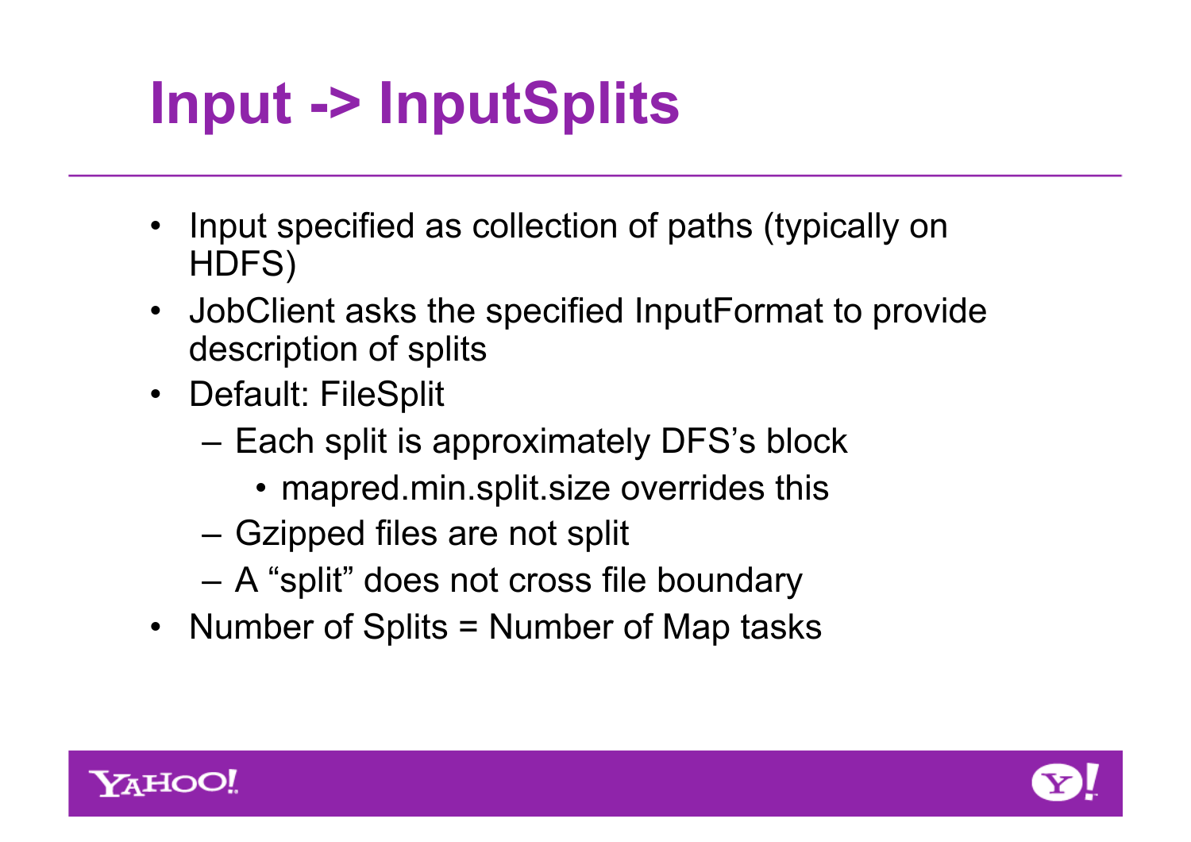# Input -> InputSplits

- Input specified as collection of paths (typically on HDFS)
- JobClient asks the specified InputFormat to provide description of splits
- Default: FileSplit
  - Each split is approximately DFS's block
    - mapred.min.split.size overrides this
  - Gzipped files are not split
  - A "split" does not cross file boundary
- Number of Splits = Number of Map tasks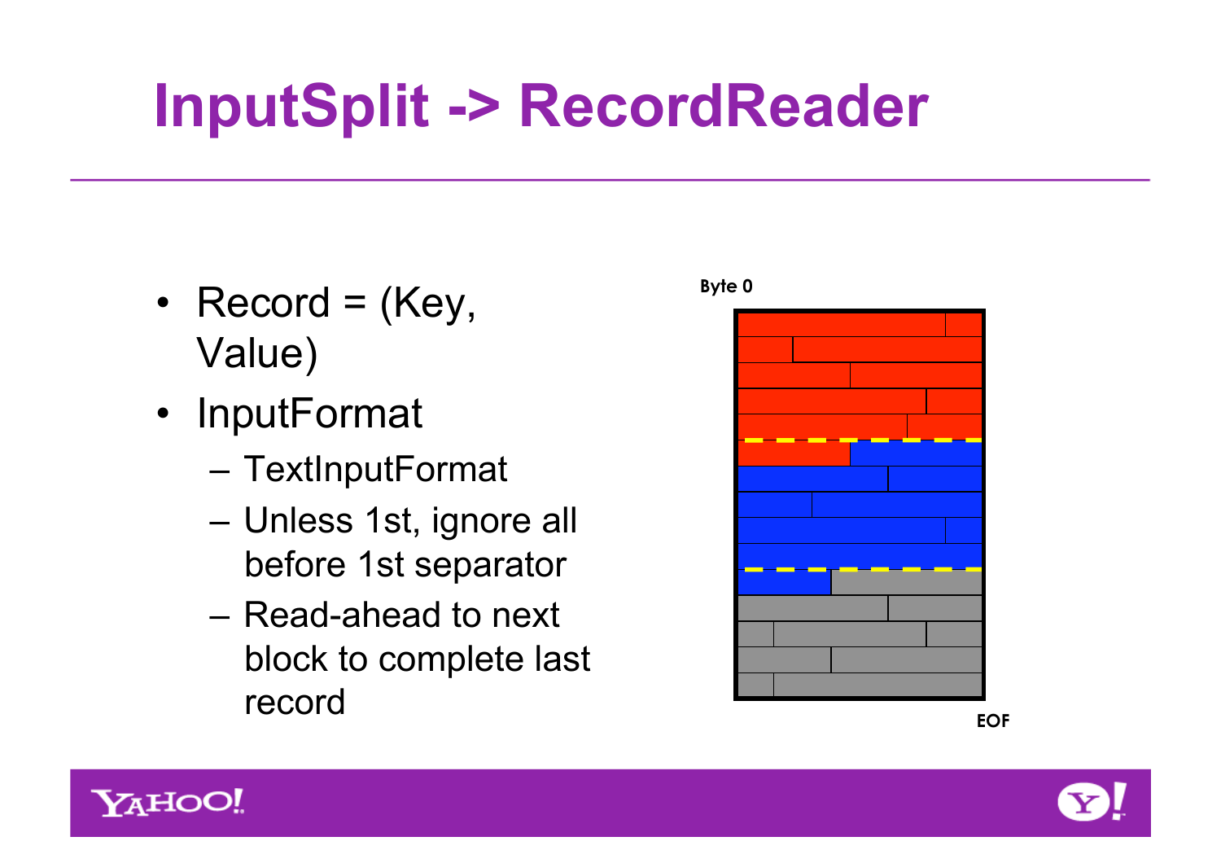# InputSplit -> RecordReader

- Record = (Key, Value)
- InputFormat
  - TextInputFormat
  - Unless 1st, ignore all before 1st separator
  - Read-ahead to next block to complete last record

Byte 0

EOF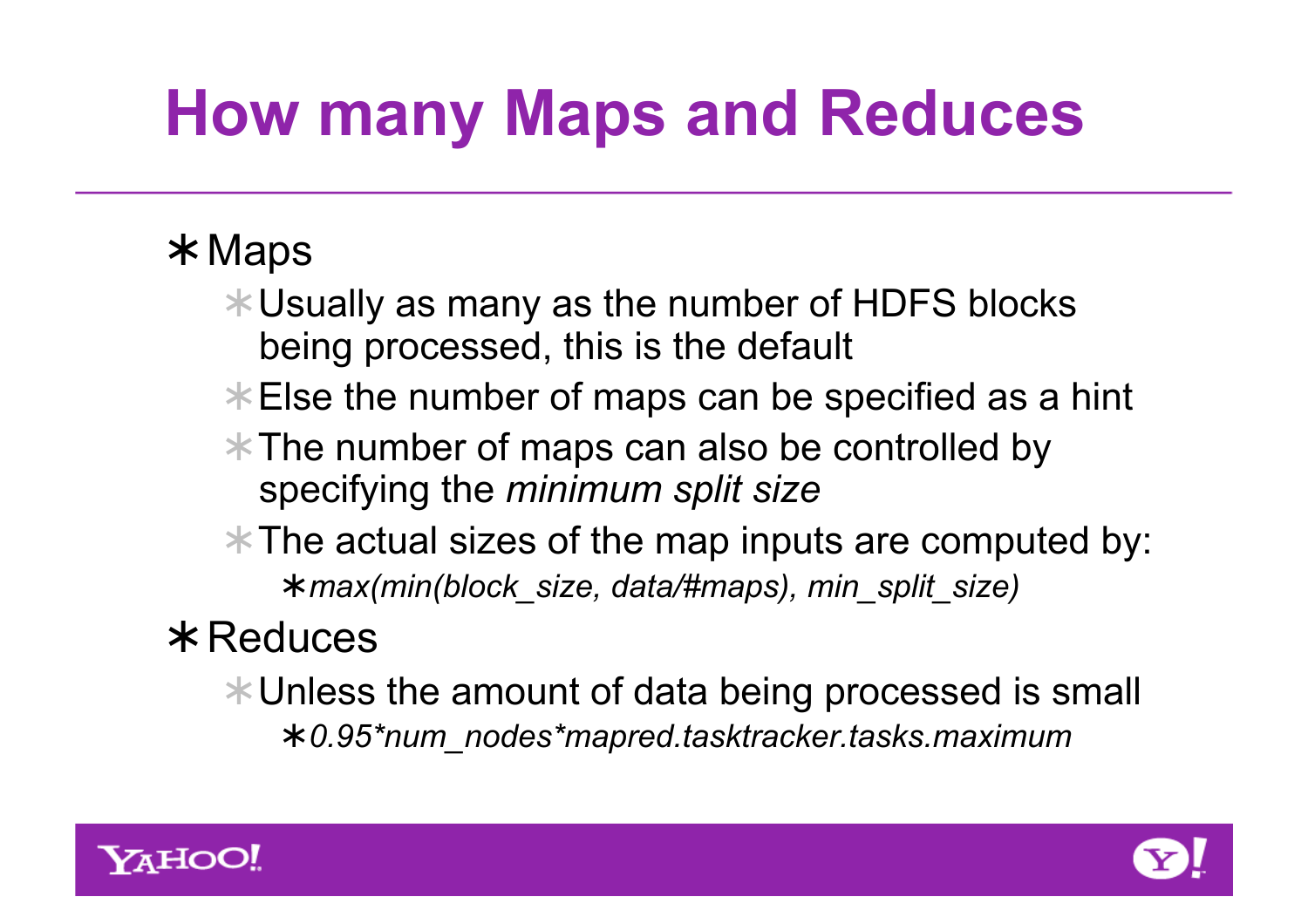# How many Maps and Reduces

- Maps
  - Usually as many as the number of HDFS blocks being processed, this is the default
  - Else the number of maps can be specified as a hint
  - The number of maps can also be controlled by specifying the *minimum split size*
  - The actual sizes of the map inputs are computed by:
    - *max(min(block_size, data/#maps), min_split_size)*
- Reduces
  - Unless the amount of data being processed is small
    - *0.95*num_nodes*mapred.tasktracker.tasks.maximum*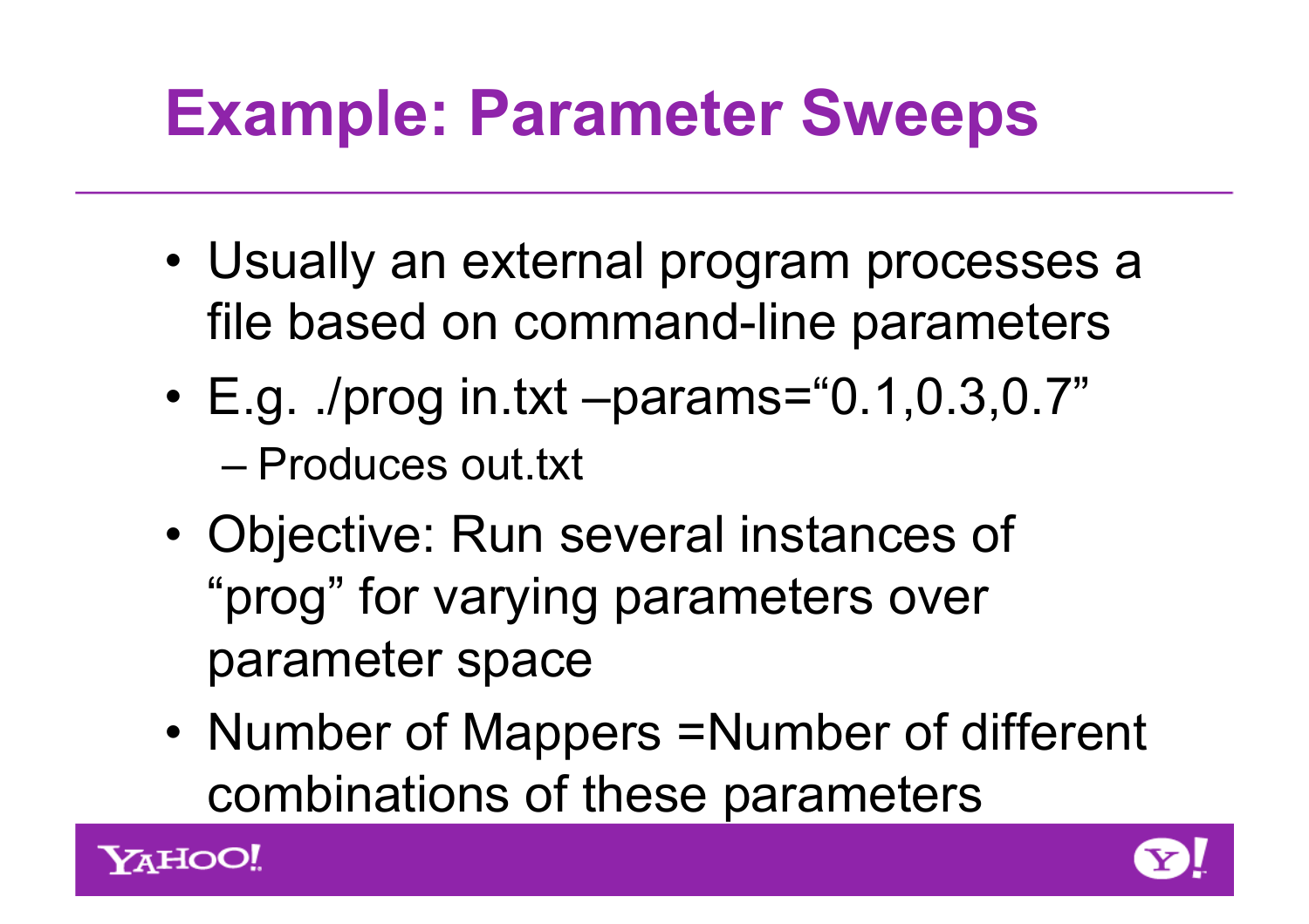# Example: Parameter Sweeps

- Usually an external program processes a file based on command-line parameters
- E.g. ./prog in.txt –params="0.1,0.3,0.7"
  - Produces out.txt
- Objective: Run several instances of "prog" for varying parameters over parameter space
- Number of Mappers =Number of different combinations of these parameters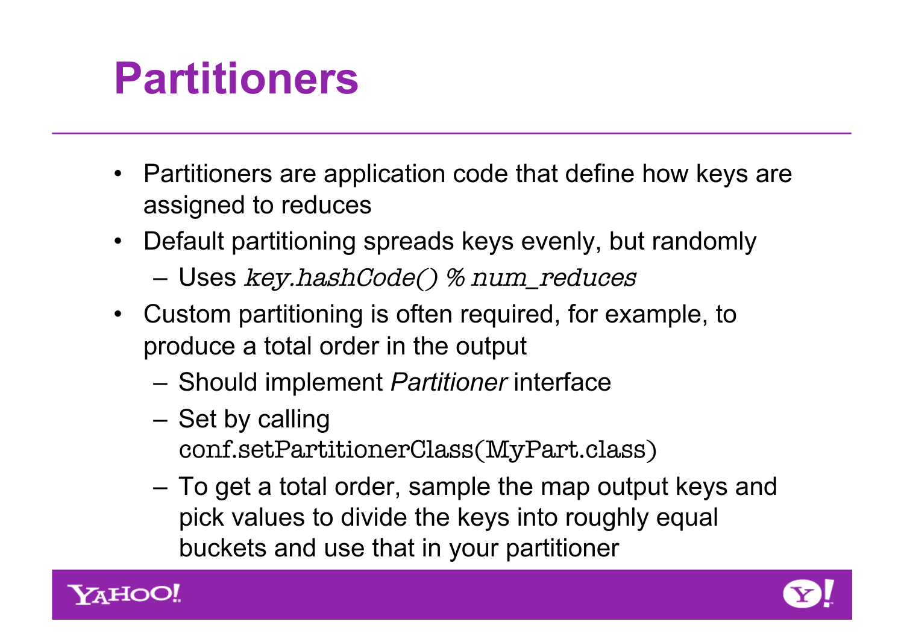# Partitioners

- Partitioners are application code that define how keys are assigned to reduces
- Default partitioning spreads keys evenly, but randomly
  - Uses *key.hashCode() % num_reduces*
- Custom partitioning is often required, for example, to produce a total order in the output
  - Should implement *Partitioner* interface
  - Set by calling `conf.setPartitionerClass(MyPart.class)`
  - To get a total order, sample the map output keys and pick values to divide the keys into roughly equal buckets and use that in your partitioner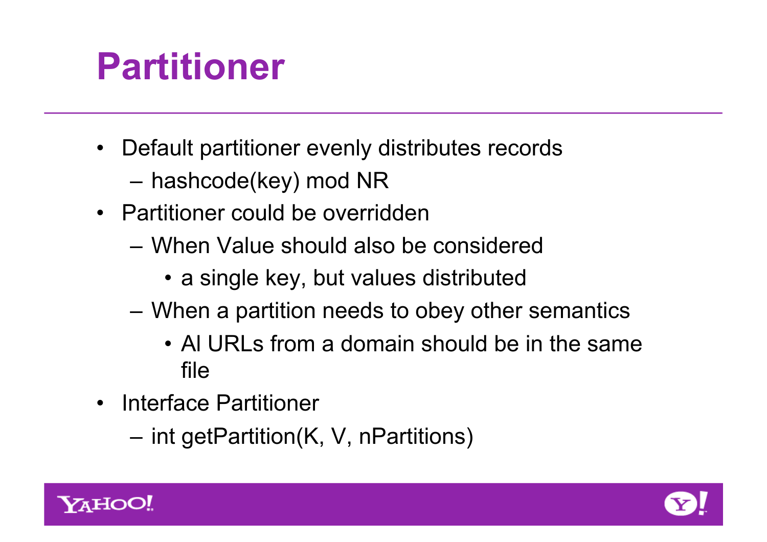# Partitioner

- Default partitioner evenly distributes records
  - hashcode(key) mod NR
- Partitioner could be overridden
  - When Value should also be considered
    - a single key, but values distributed
  - When a partition needs to obey other semantics
    - Al URLs from a domain should be in the same file
- Interface Partitioner
  - int getPartition(K, V, nPartitions)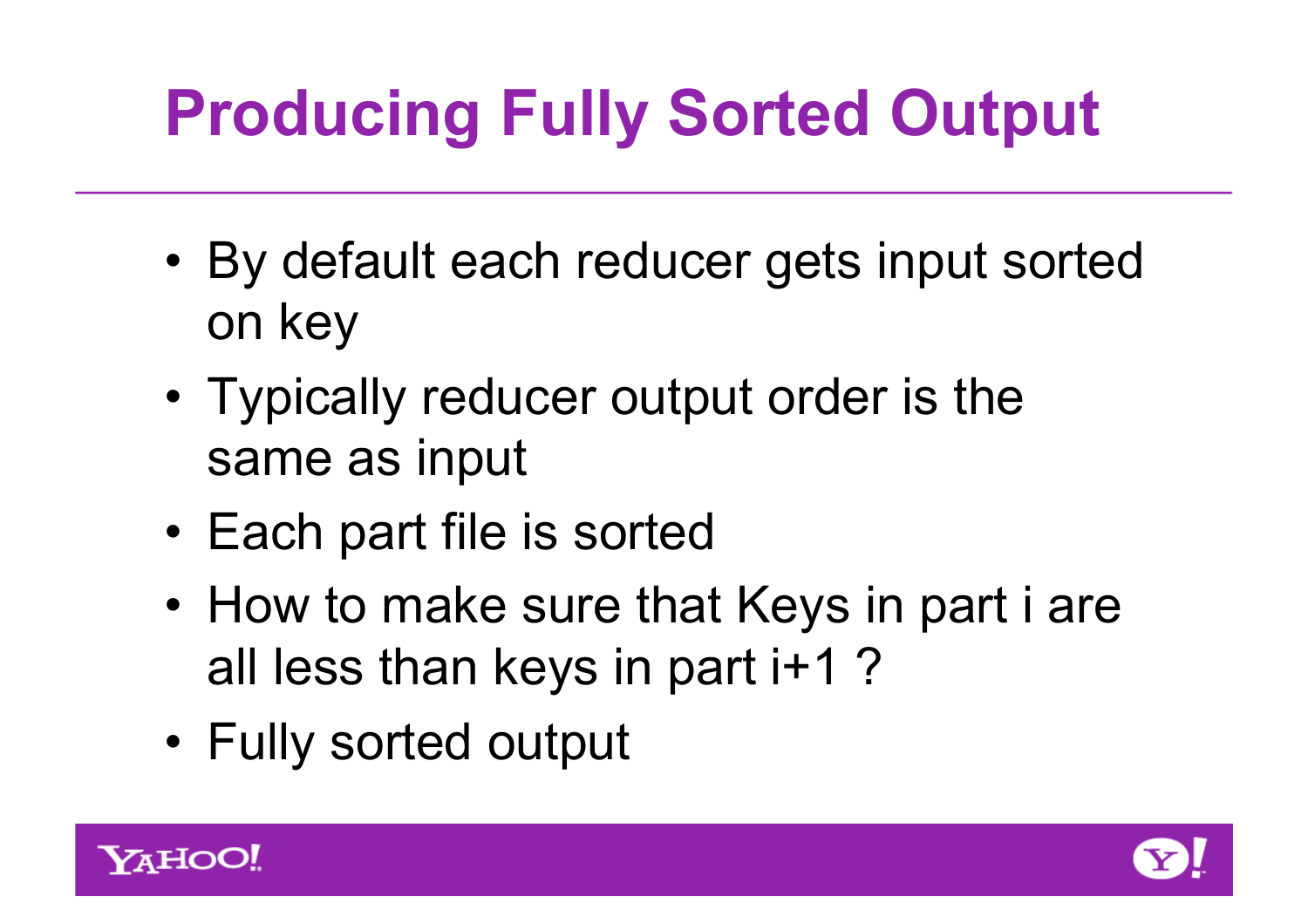# Producing Fully Sorted Output

- By default each reducer gets input sorted on key
- Typically reducer output order is the same as input
- Each part file is sorted
- How to make sure that Keys in part i are all less than keys in part i+1 ?
- Fully sorted output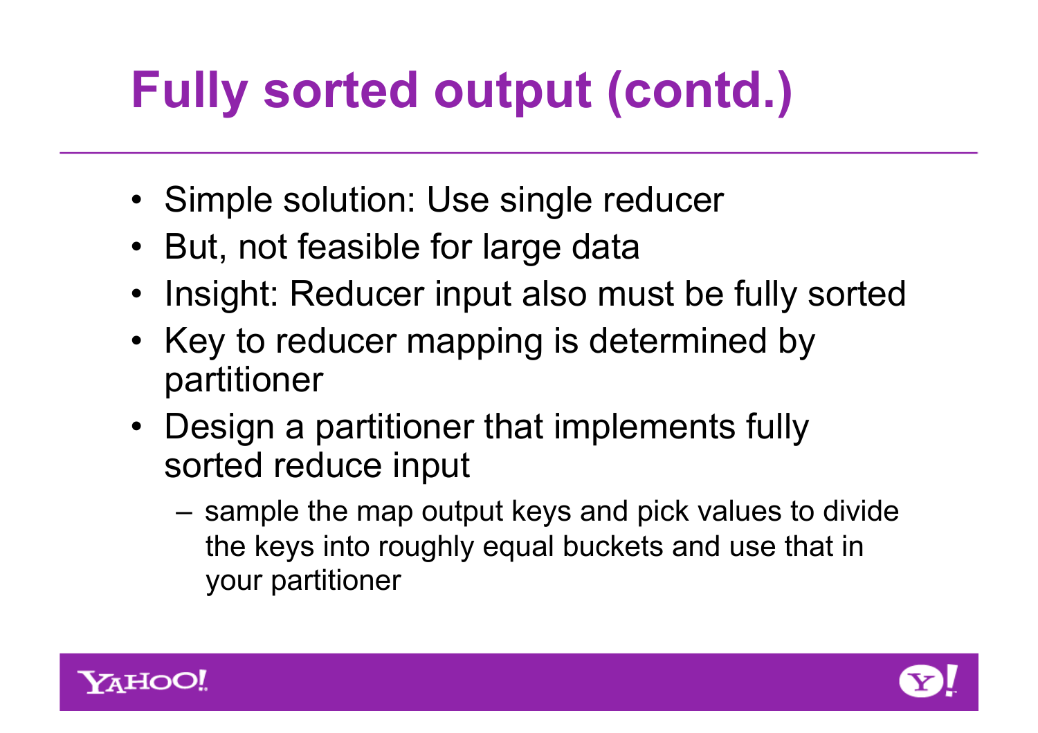# Fully sorted output (contd.)

- Simple solution: Use single reducer
- But, not feasible for large data
- Insight: Reducer input also must be fully sorted
- Key to reducer mapping is determined by partitioner
- Design a partitioner that implements fully sorted reduce input
  - sample the map output keys and pick values to divide the keys into roughly equal buckets and use that in your partitioner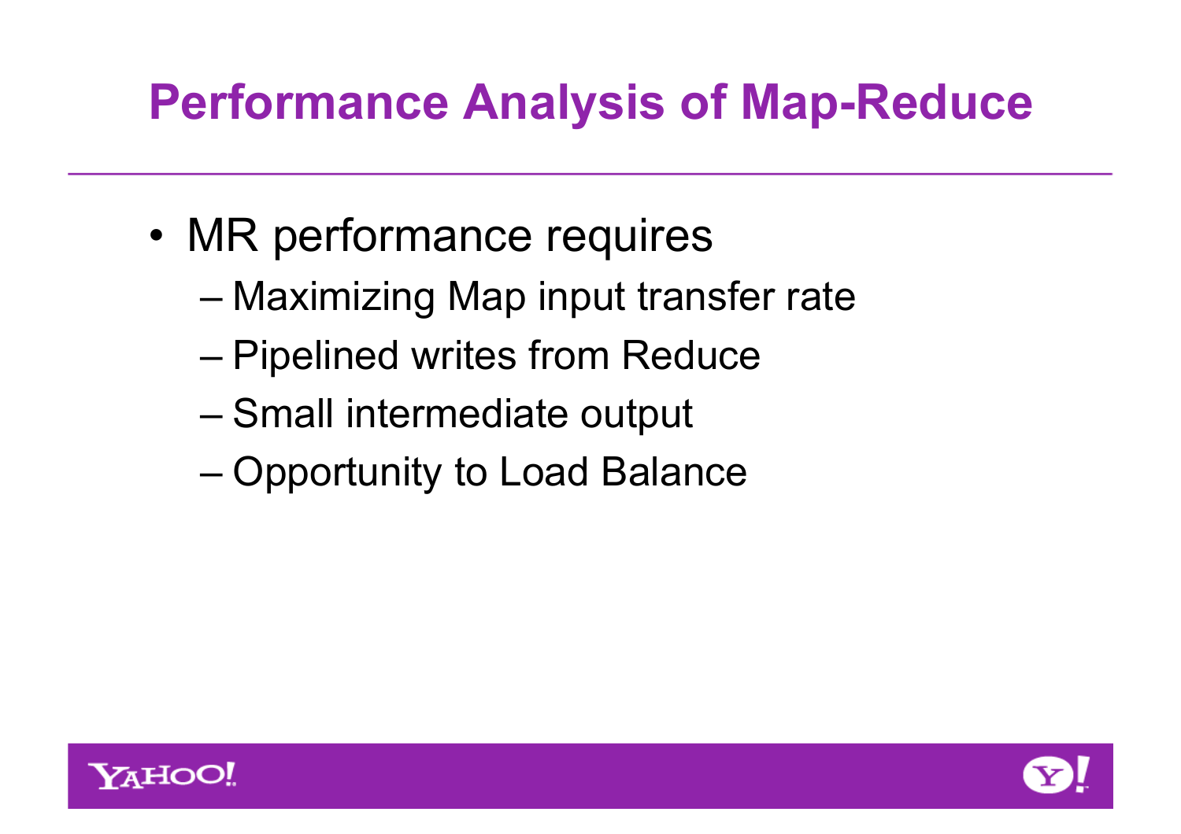# Performance Analysis of Map-Reduce

- MR performance requires
  - Maximizing Map input transfer rate
  - Pipelined writes from Reduce
  - Small intermediate output
  - Opportunity to Load Balance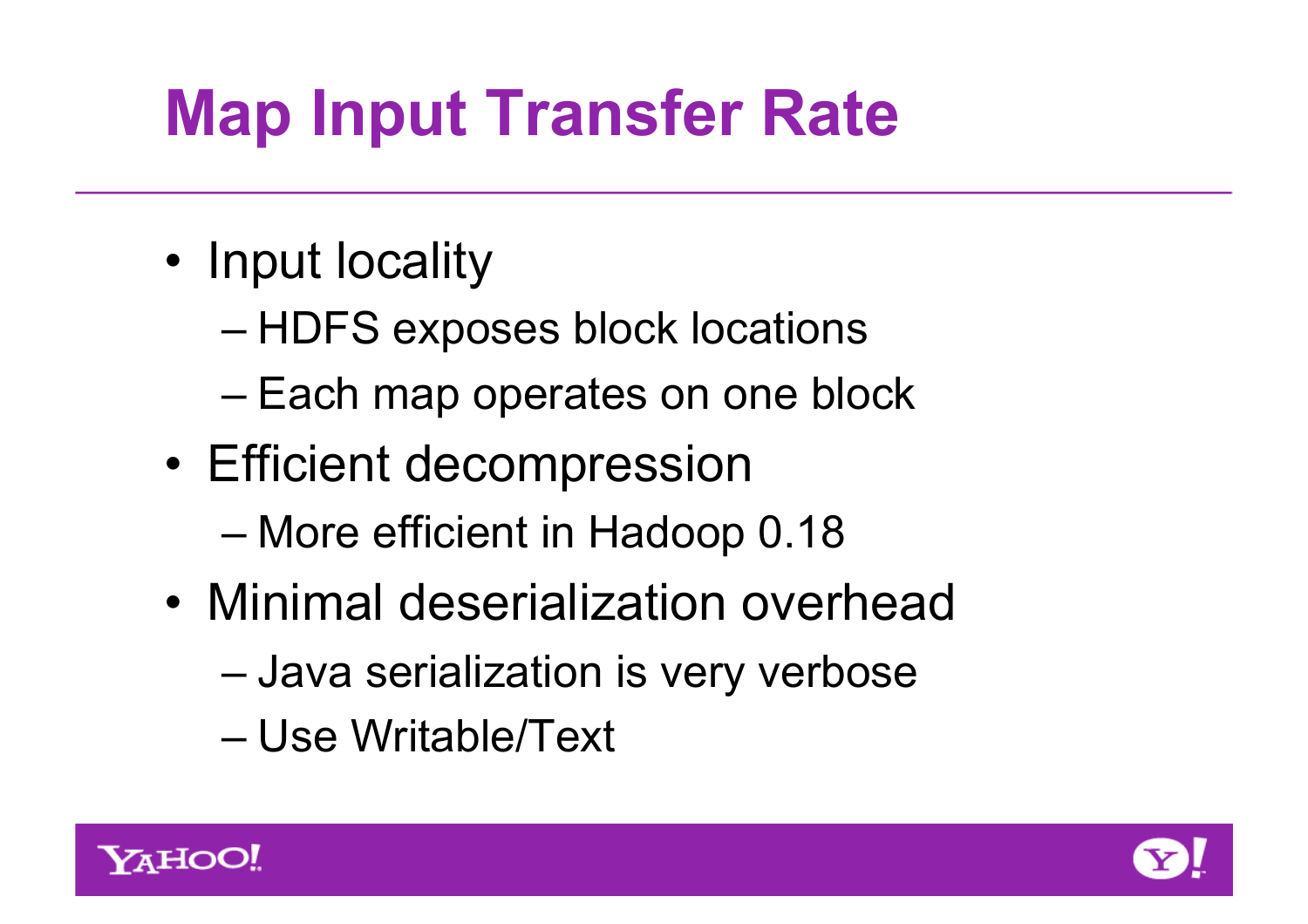# Map Input Transfer Rate

- Input locality
  - HDFS exposes block locations
  - Each map operates on one block
- Efficient decompression
  - More efficient in Hadoop 0.18
- Minimal deserialization overhead
  - Java serialization is very verbose
  - Use Writable/Text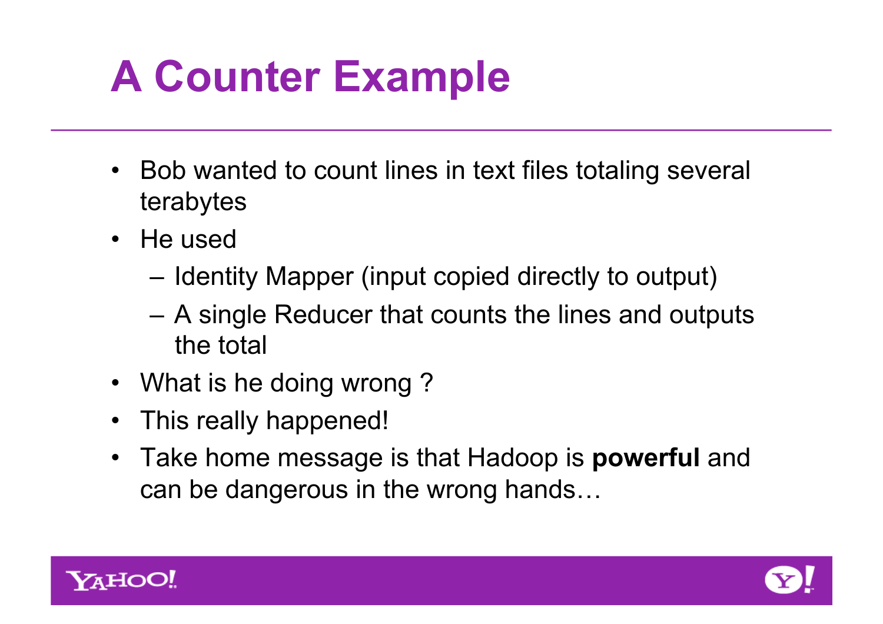# A Counter Example

- Bob wanted to count lines in text files totaling several terabytes
- He used
  - Identity Mapper (input copied directly to output)
  - A single Reducer that counts the lines and outputs the total
- What is he doing wrong ?
- This really happened!
- Take home message is that Hadoop is **powerful** and can be dangerous in the wrong hands…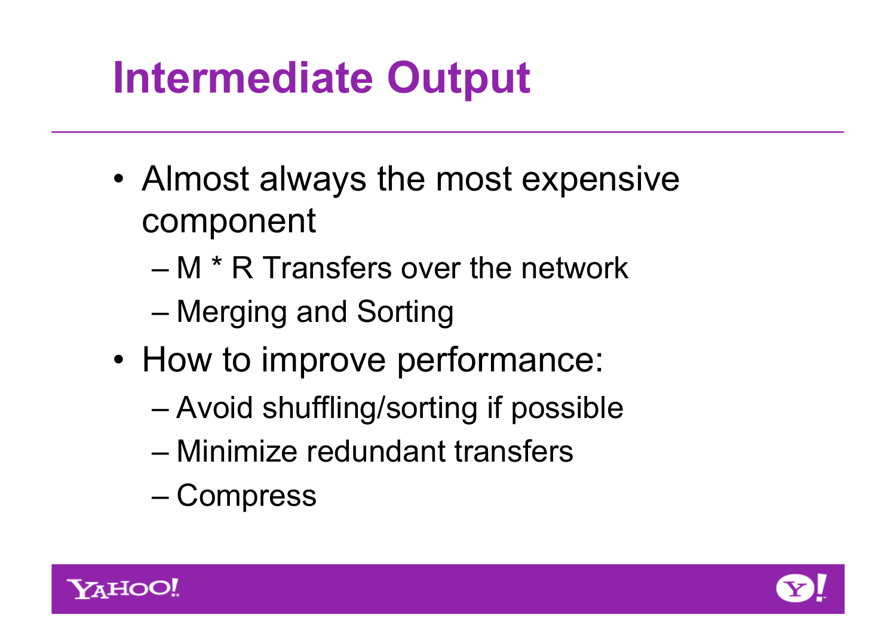# Intermediate Output

- Almost always the most expensive component
  - M * R Transfers over the network
  - Merging and Sorting
- How to improve performance:
  - Avoid shuffling/sorting if possible
  - Minimize redundant transfers
  - Compress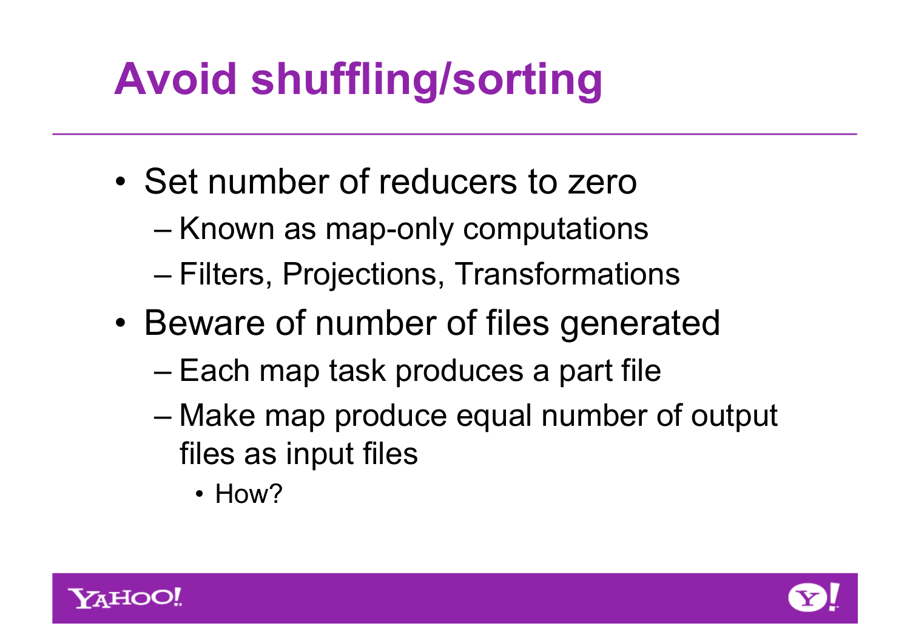# Avoid shuffling/sorting

- Set number of reducers to zero
  - Known as map-only computations
  - Filters, Projections, Transformations
- Beware of number of files generated
  - Each map task produces a part file
  - Make map produce equal number of output files as input files
    - How?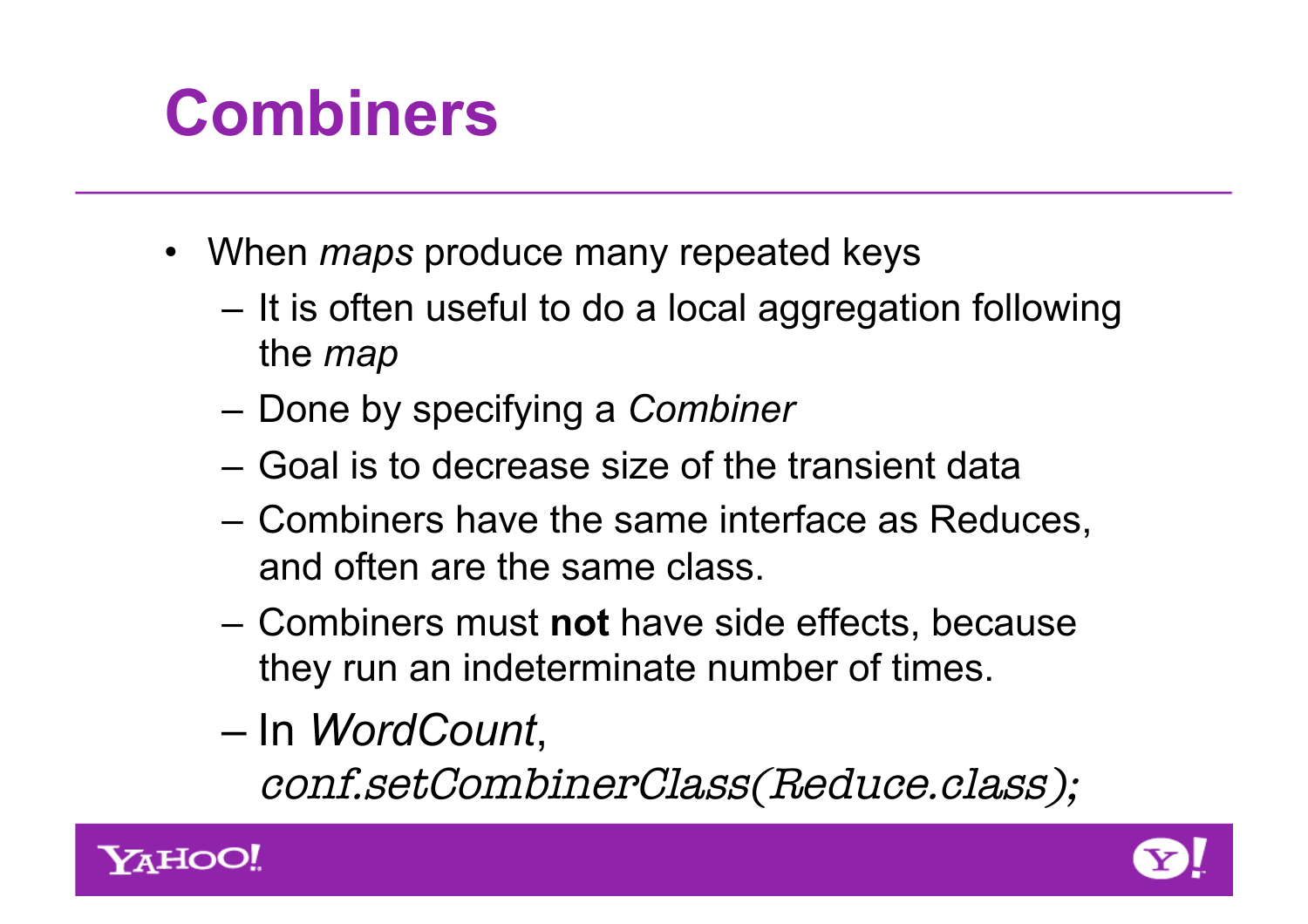# Combiners

- When *maps* produce many repeated keys
  - It is often useful to do a local aggregation following the *map*
  - Done by specifying a *Combiner*
  - Goal is to decrease size of the transient data
  - Combiners have the same interface as Reduces, and often are the same class.
  - Combiners must **not** have side effects, because they run an indeterminate number of times.
  - In *WordCount*, *conf.setCombinerClass(Reduce.class);*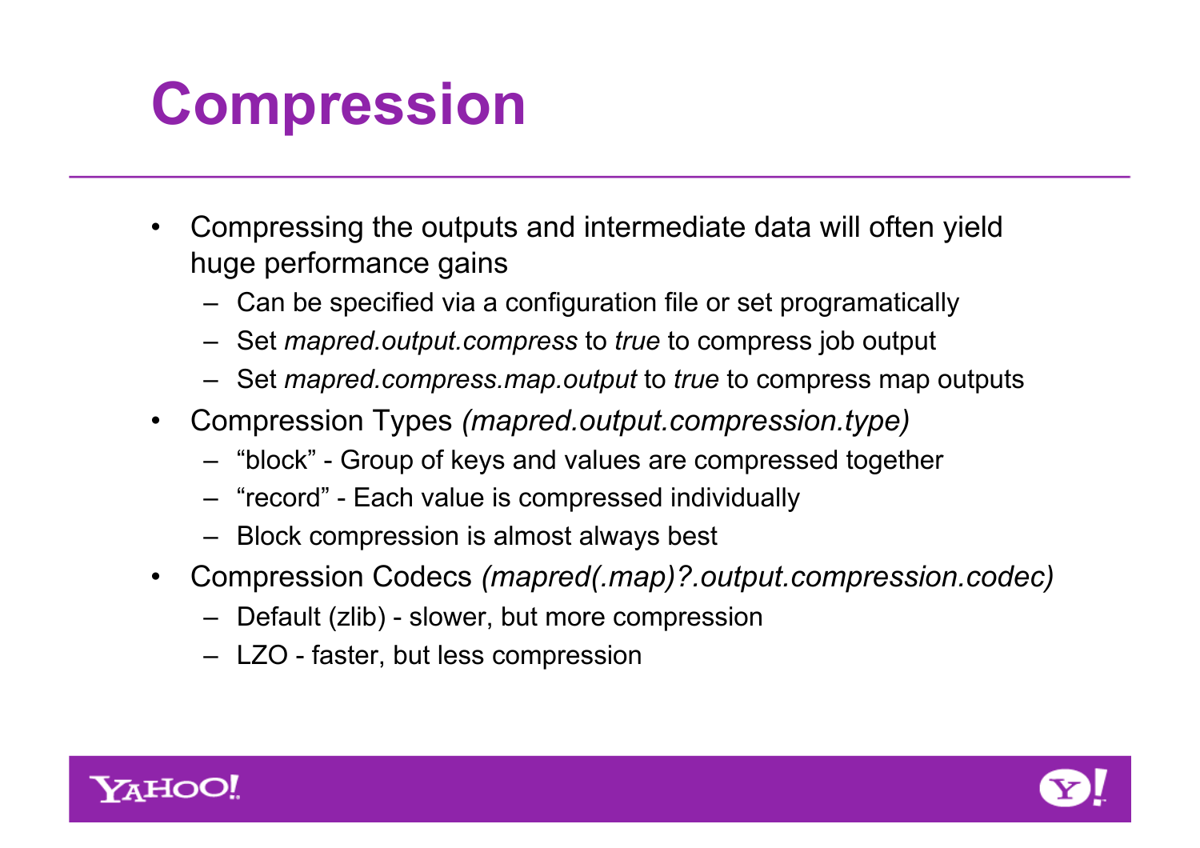# Compression

- Compressing the outputs and intermediate data will often yield huge performance gains
  - Can be specified via a configuration file or set programatically
  - Set *mapred.output.compress* to *true* to compress job output
  - Set *mapred.compress.map.output* to *true* to compress map outputs
- Compression Types *(mapred.output.compression.type)*
  - "block" - Group of keys and values are compressed together
  - "record" - Each value is compressed individually
  - Block compression is almost always best
- Compression Codecs *(mapred(.map)?.output.compression.codec)*
  - Default (zlib) - slower, but more compression
  - LZO - faster, but less compression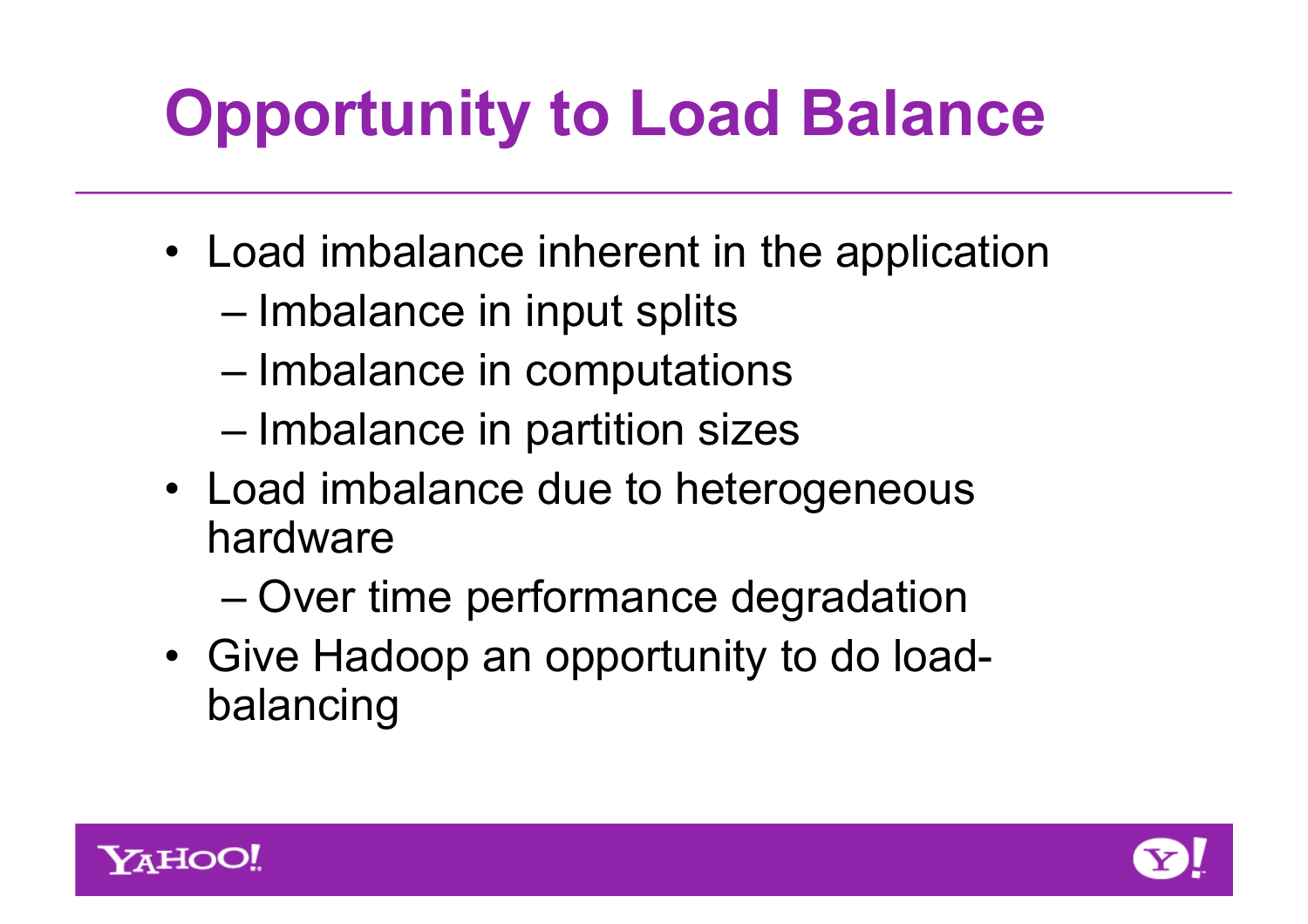# Opportunity to Load Balance

- Load imbalance inherent in the application
  - Imbalance in input splits
  - Imbalance in computations
  - Imbalance in partition sizes
- Load imbalance due to heterogeneous hardware
  - Over time performance degradation
- Give Hadoop an opportunity to do load-balancing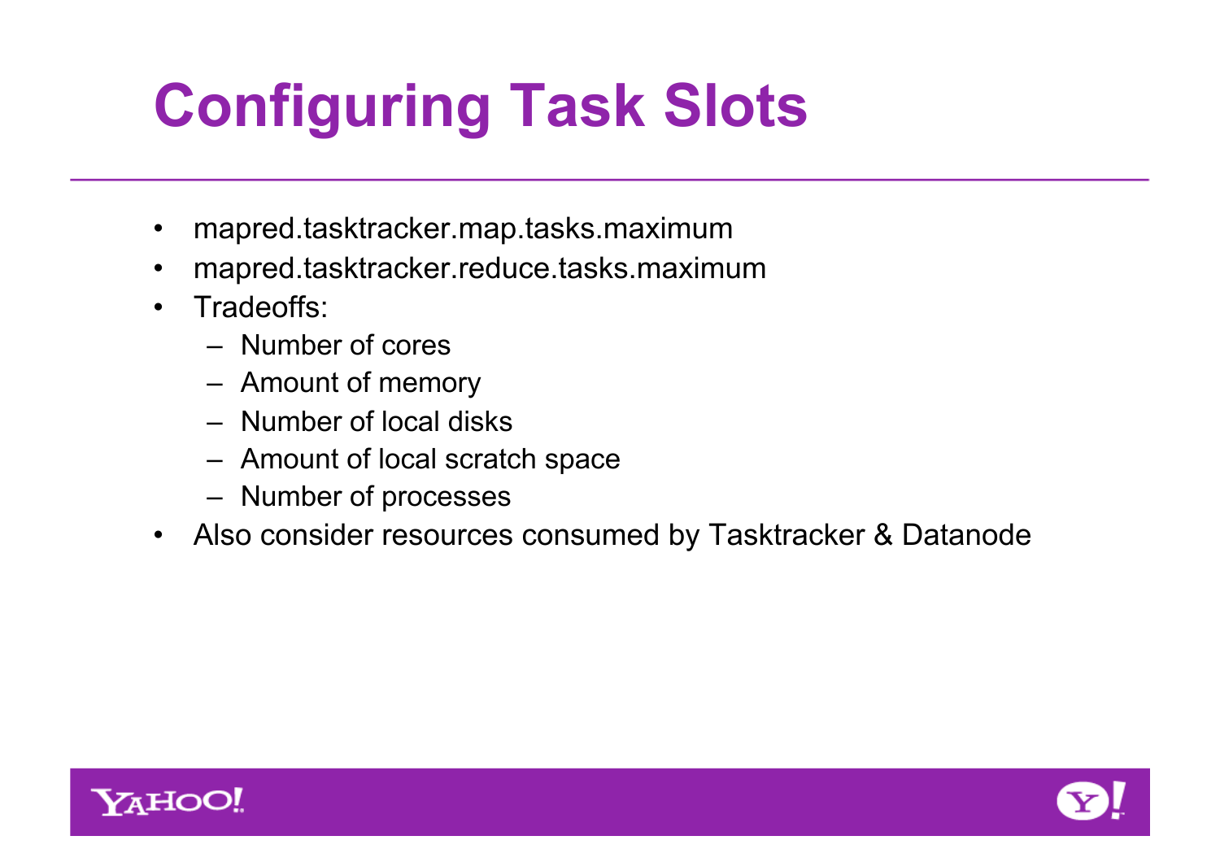# Configuring Task Slots

- mapred.tasktracker.map.tasks.maximum
- mapred.tasktracker.reduce.tasks.maximum
- Tradeoffs:
  - Number of cores
  - Amount of memory
  - Number of local disks
  - Amount of local scratch space
  - Number of processes
- Also consider resources consumed by Tasktracker & Datanode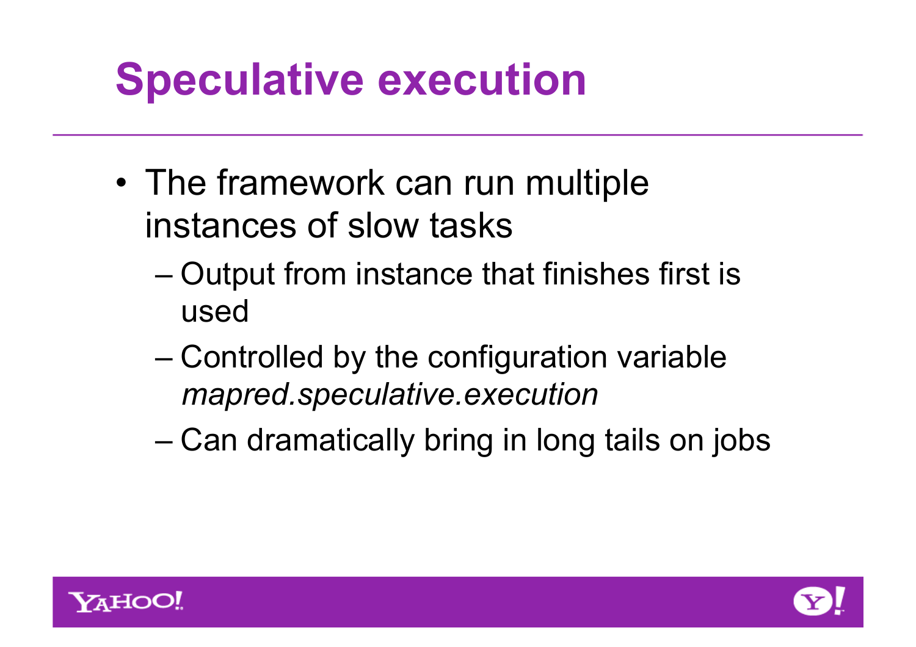# Speculative execution

- The framework can run multiple instances of slow tasks
  - Output from instance that finishes first is used
  - Controlled by the configuration variable *mapred.speculative.execution*
  - Can dramatically bring in long tails on jobs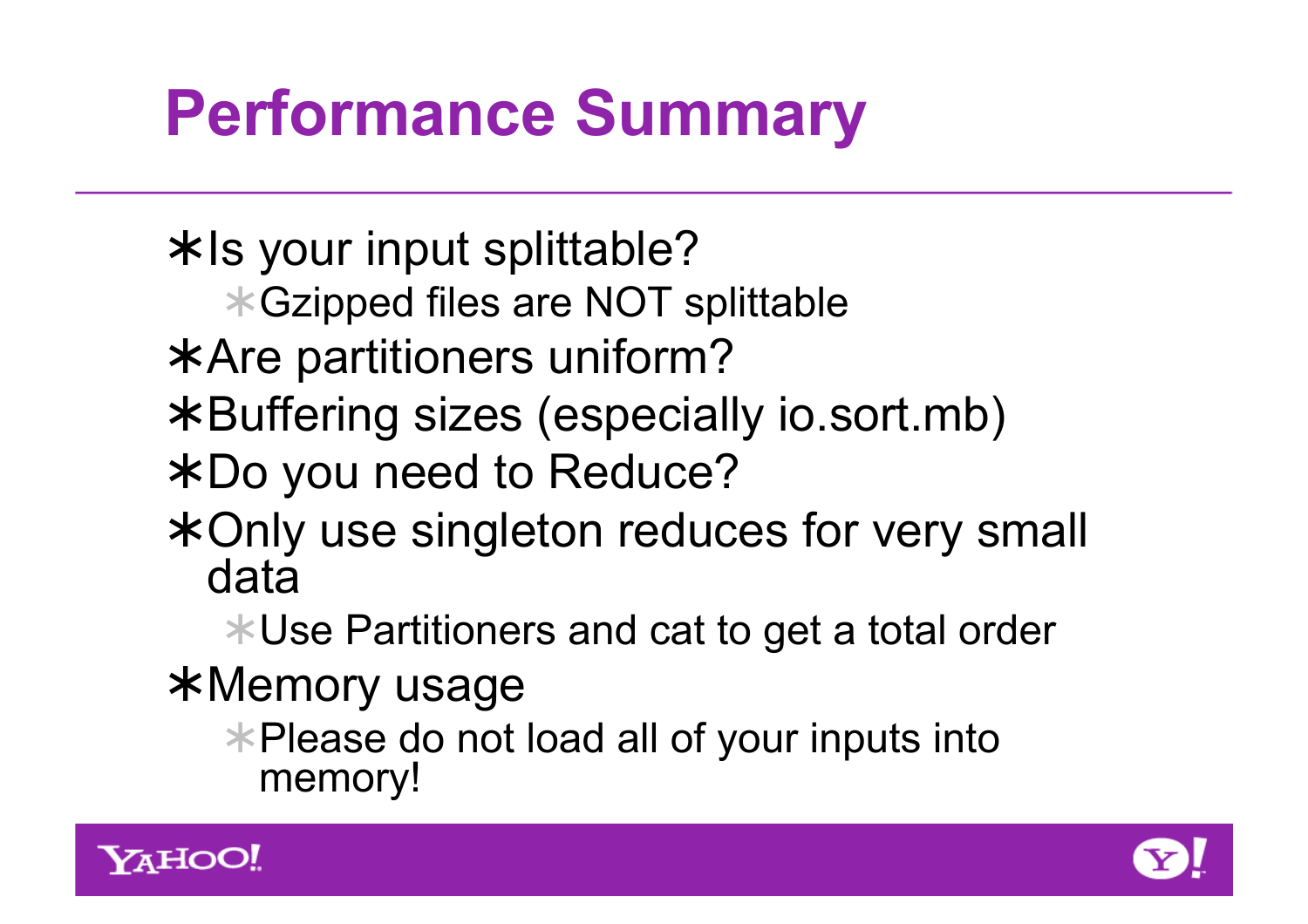# Performance Summary

- Is your input splittable?
  - Gzipped files are NOT splittable
- Are partitioners uniform?
- Buffering sizes (especially io.sort.mb)
- Do you need to Reduce?
- Only use singleton reduces for very small data
  - Use Partitioners and cat to get a total order
- Memory usage
  - Please do not load all of your inputs into memory!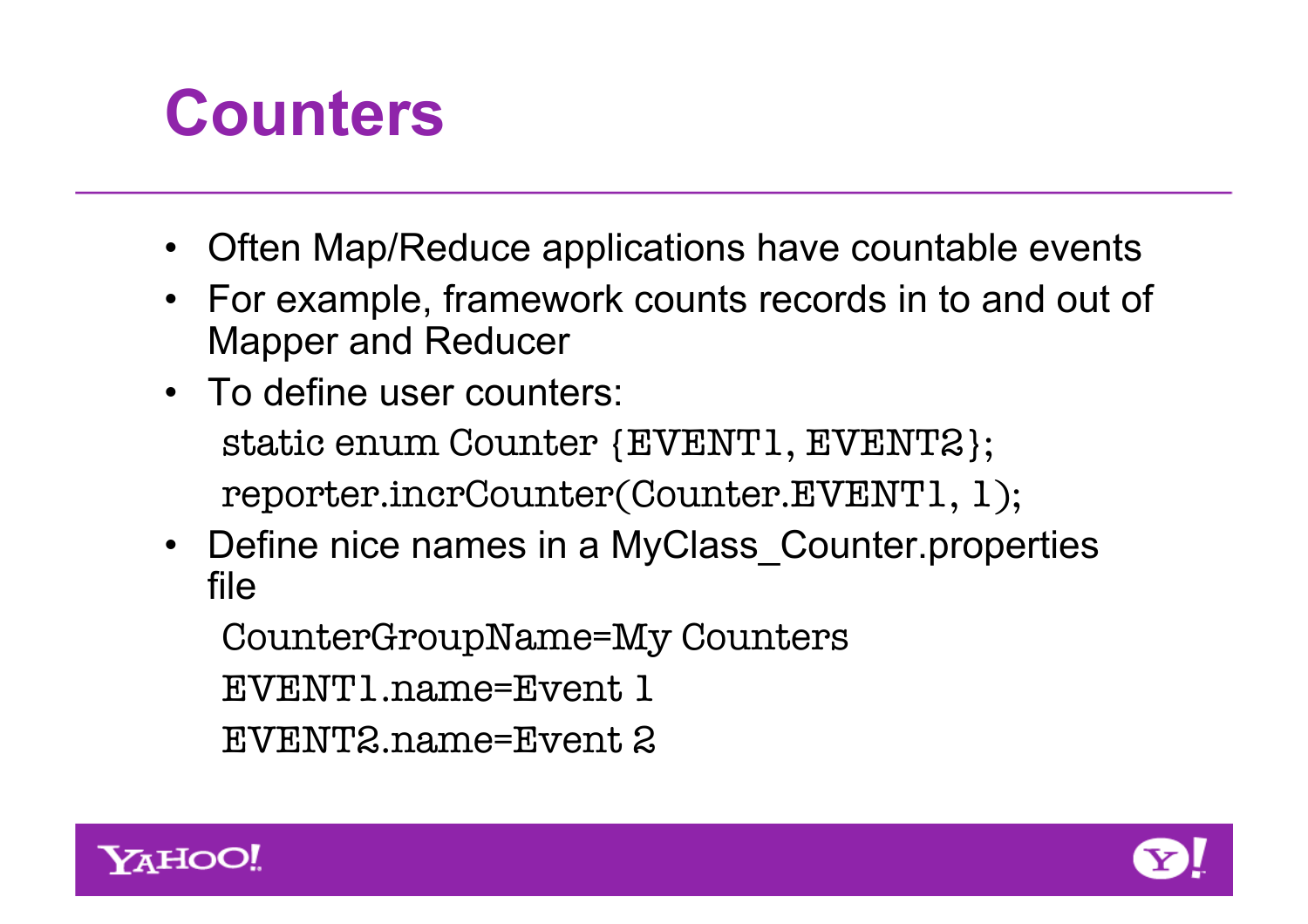# Counters

- Often Map/Reduce applications have countable events
- For example, framework counts records in to and out of Mapper and Reducer
- To define user counters:

```
static enum Counter {EVENT1, EVENT2};
reporter.incrCounter(Counter.EVENT1, 1);
```

- Define nice names in a MyClass_Counter.properties file

```
CounterGroupName=My Counters
EVENT1.name=Event 1
EVENT2.name=Event 2
```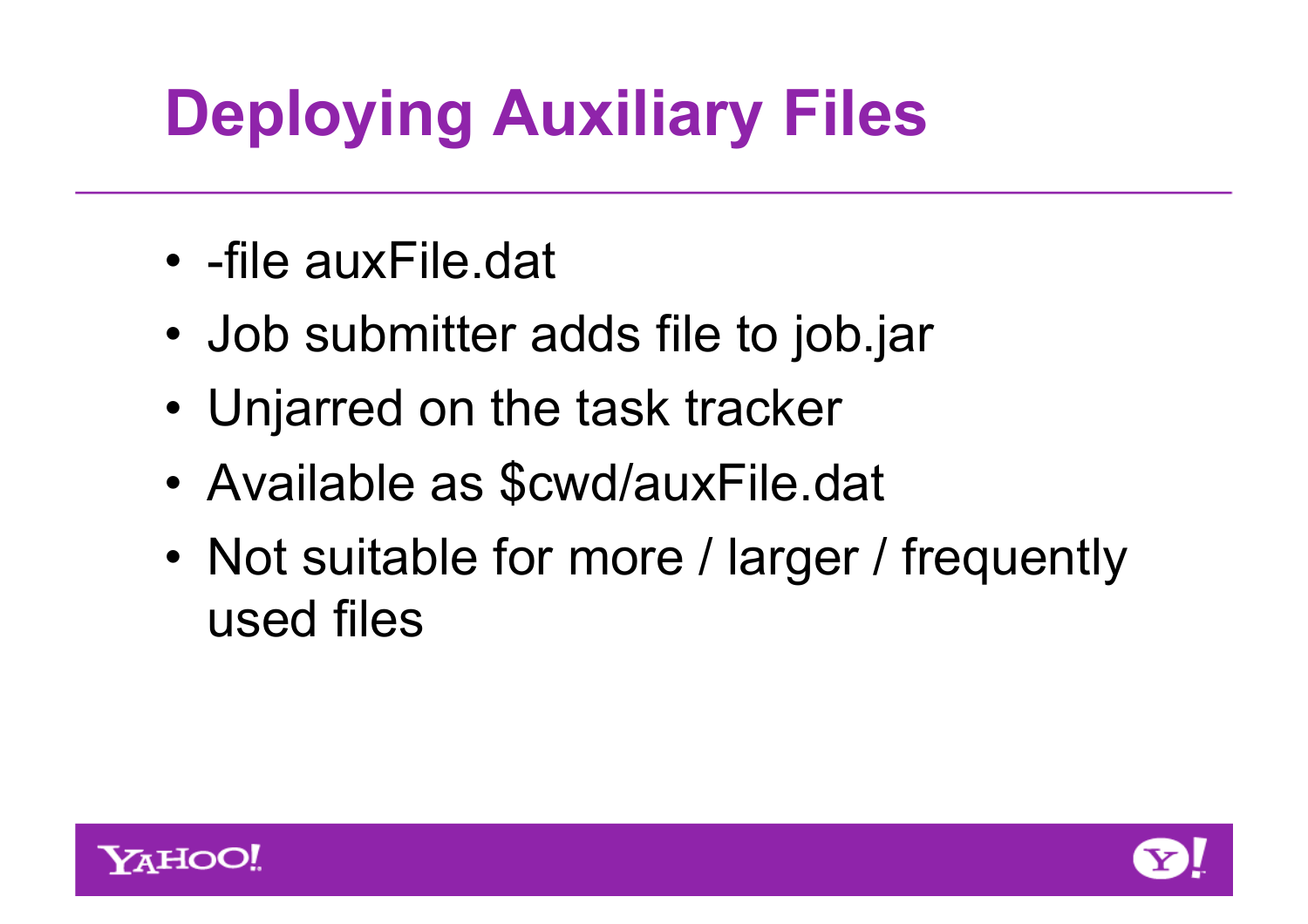# Deploying Auxiliary Files

- -file auxFile.dat
- Job submitter adds file to job.jar
- Unjarred on the task tracker
- Available as $cwd/auxFile.dat
- Not suitable for more / larger / frequently used files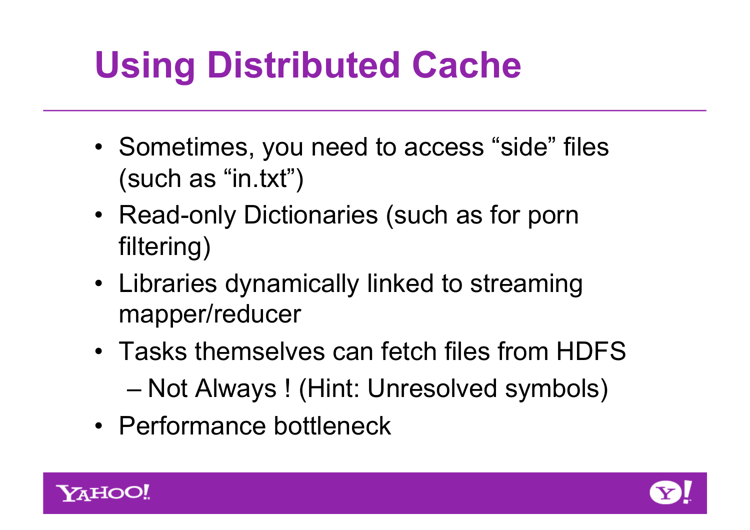# Using Distributed Cache

- Sometimes, you need to access "side" files (such as "in.txt")
- Read-only Dictionaries (such as for porn filtering)
- Libraries dynamically linked to streaming mapper/reducer
- Tasks themselves can fetch files from HDFS
  - Not Always ! (Hint: Unresolved symbols)
- Performance bottleneck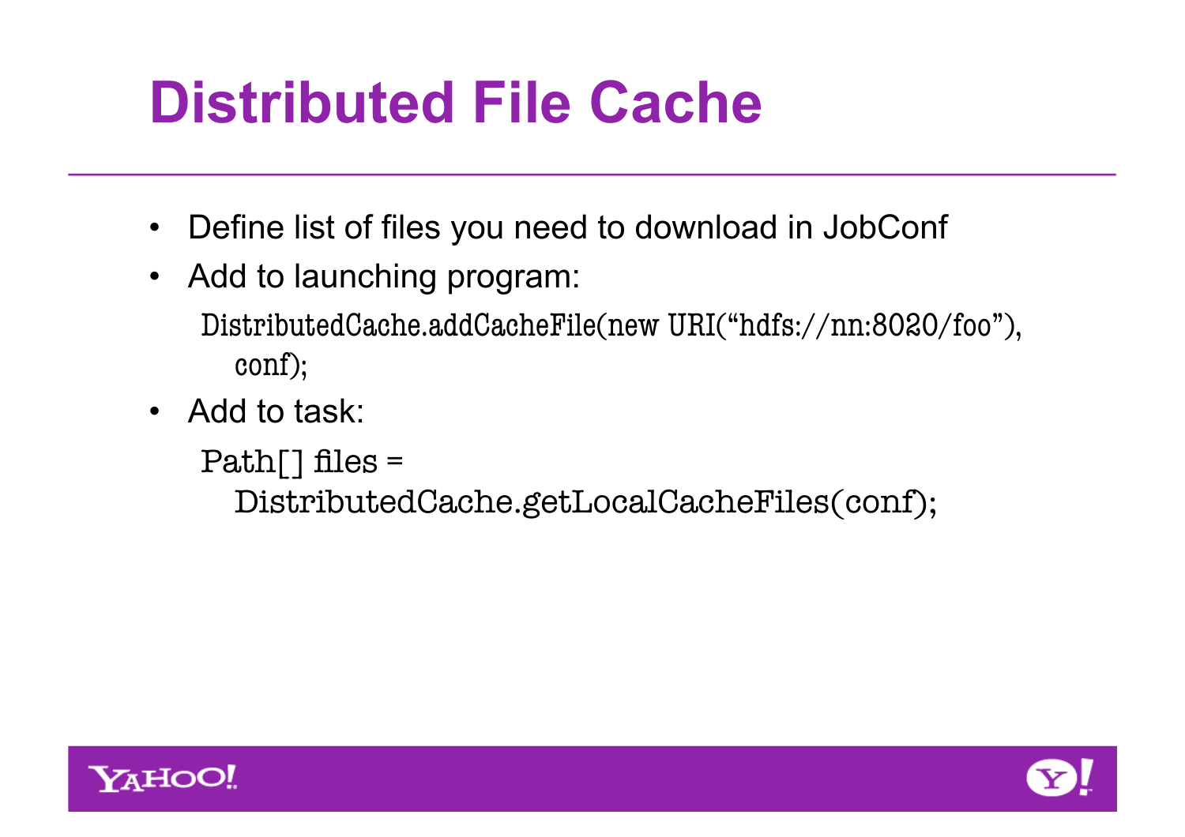# Distributed File Cache

- Define list of files you need to download in JobConf
- Add to launching program:

```
DistributedCache.addCacheFile(new URI("hdfs://nn:8020/foo"),
   conf);
```

- Add to task:

```
Path[] files =
   DistributedCache.getLocalCacheFiles(conf);
```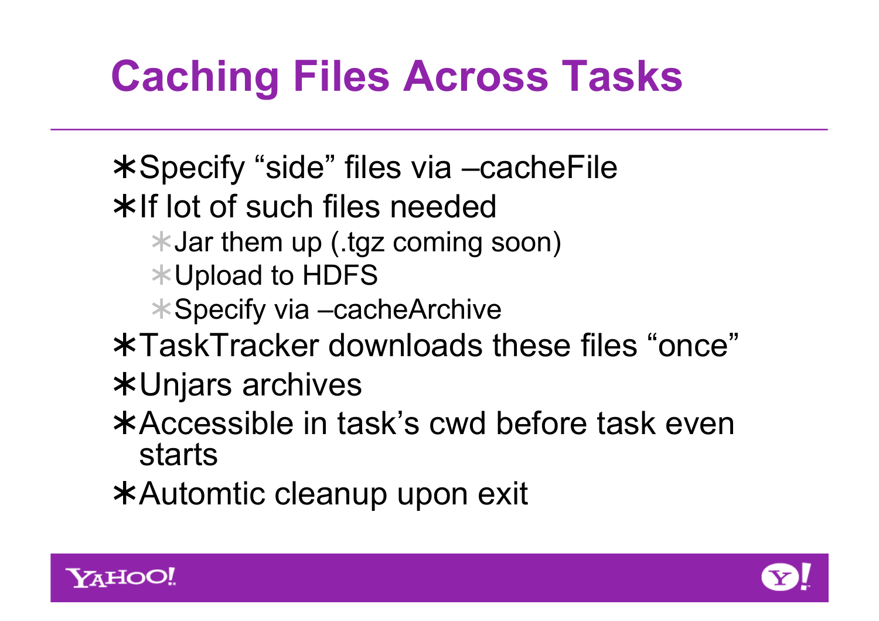# Caching Files Across Tasks

- Specify “side” files via –cacheFile
- If lot of such files needed
  - Jar them up (.tgz coming soon)
  - Upload to HDFS
  - Specify via –cacheArchive
- TaskTracker downloads these files “once”
- Unjars archives
- Accessible in task’s cwd before task even starts
- Automtic cleanup upon exit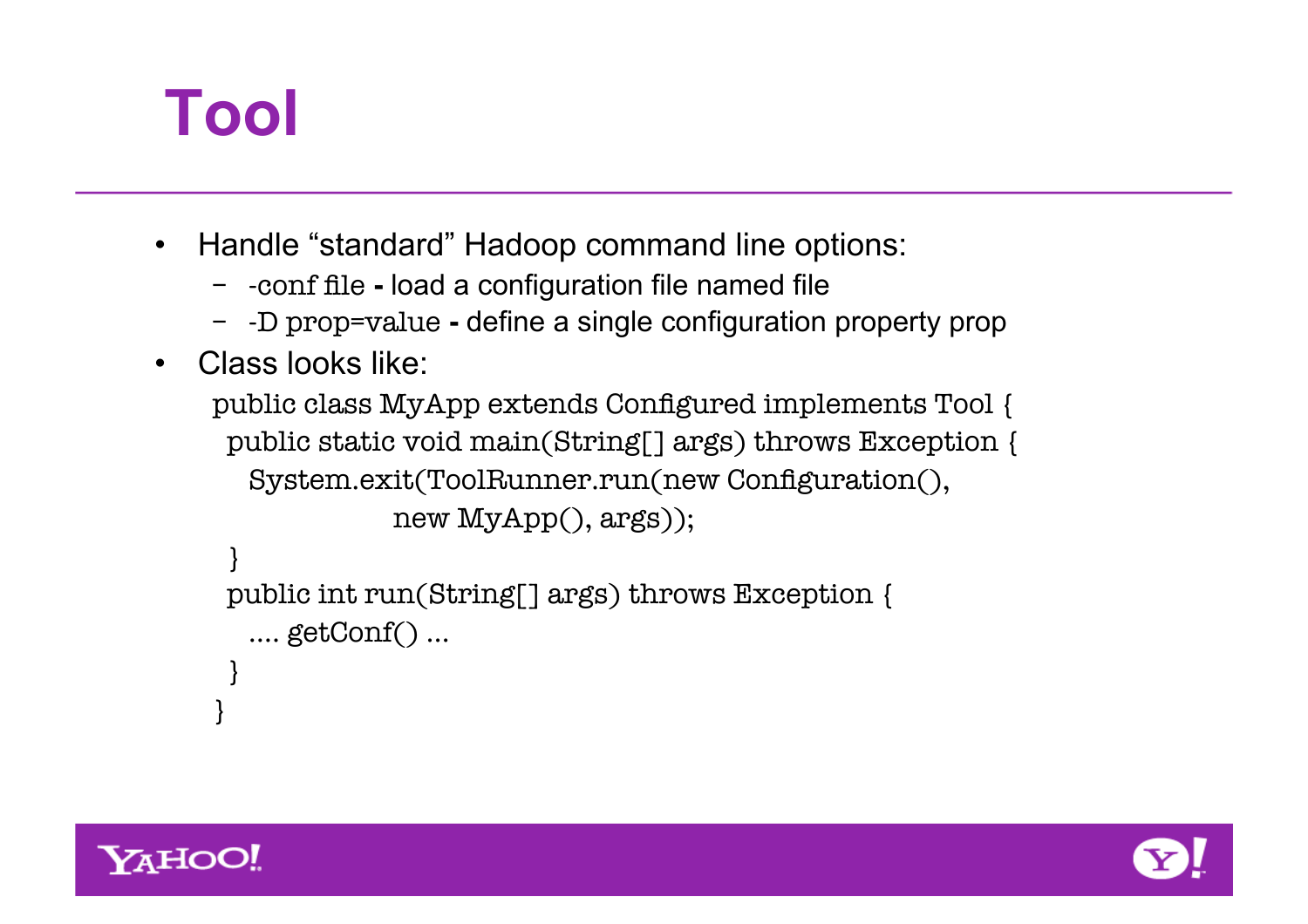# Tool

- Handle “standard” Hadoop command line options:
  - -conf file **-** load a configuration file named file
  - -D prop=value **-** define a single configuration property prop
- Class looks like:

```
public class MyApp extends Configured implements Tool {
  public static void main(String[] args) throws Exception {
    System.exit(ToolRunner.run(new Configuration(),
                  new MyApp(), args));
  }
  public int run(String[] args) throws Exception {
    .... getConf() ...
  }
}
```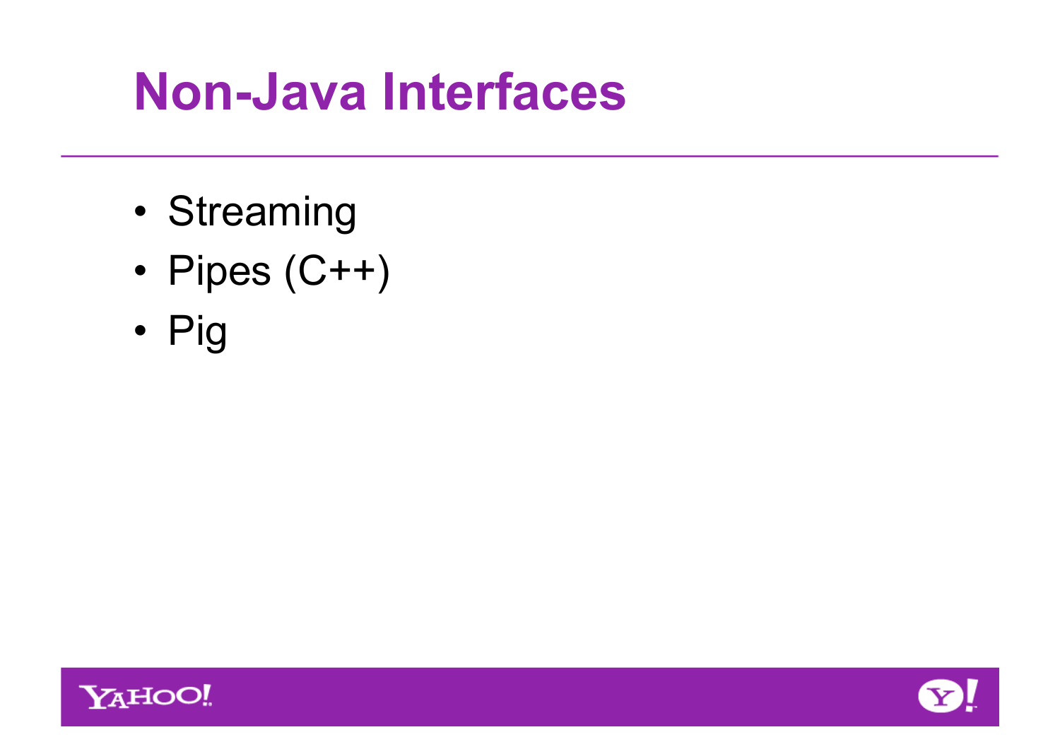# Non-Java Interfaces

- Streaming
- Pipes (C++)
- Pig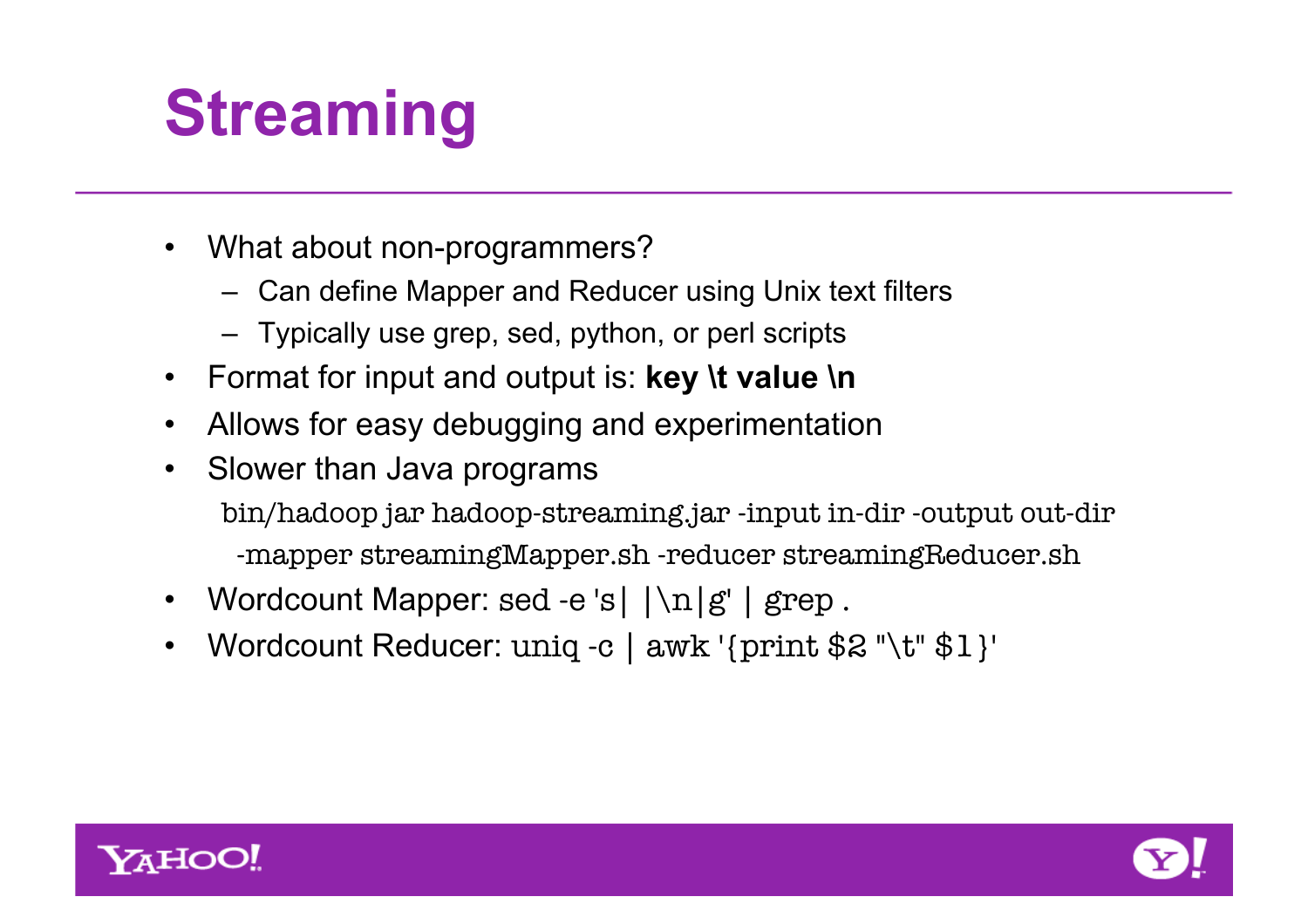# Streaming

- What about non-programmers?
  - Can define Mapper and Reducer using Unix text filters
  - Typically use grep, sed, python, or perl scripts
- Format for input and output is: **key \t value \n**
- Allows for easy debugging and experimentation
- Slower than Java programs

```
bin/hadoop jar hadoop-streaming.jar -input in-dir -output out-dir
  -mapper streamingMapper.sh -reducer streamingReducer.sh
```

- Wordcount Mapper: `sed -e 's| |\n|g' | grep .`
- Wordcount Reducer: `uniq -c | awk '{print $2 "\t" $1}'`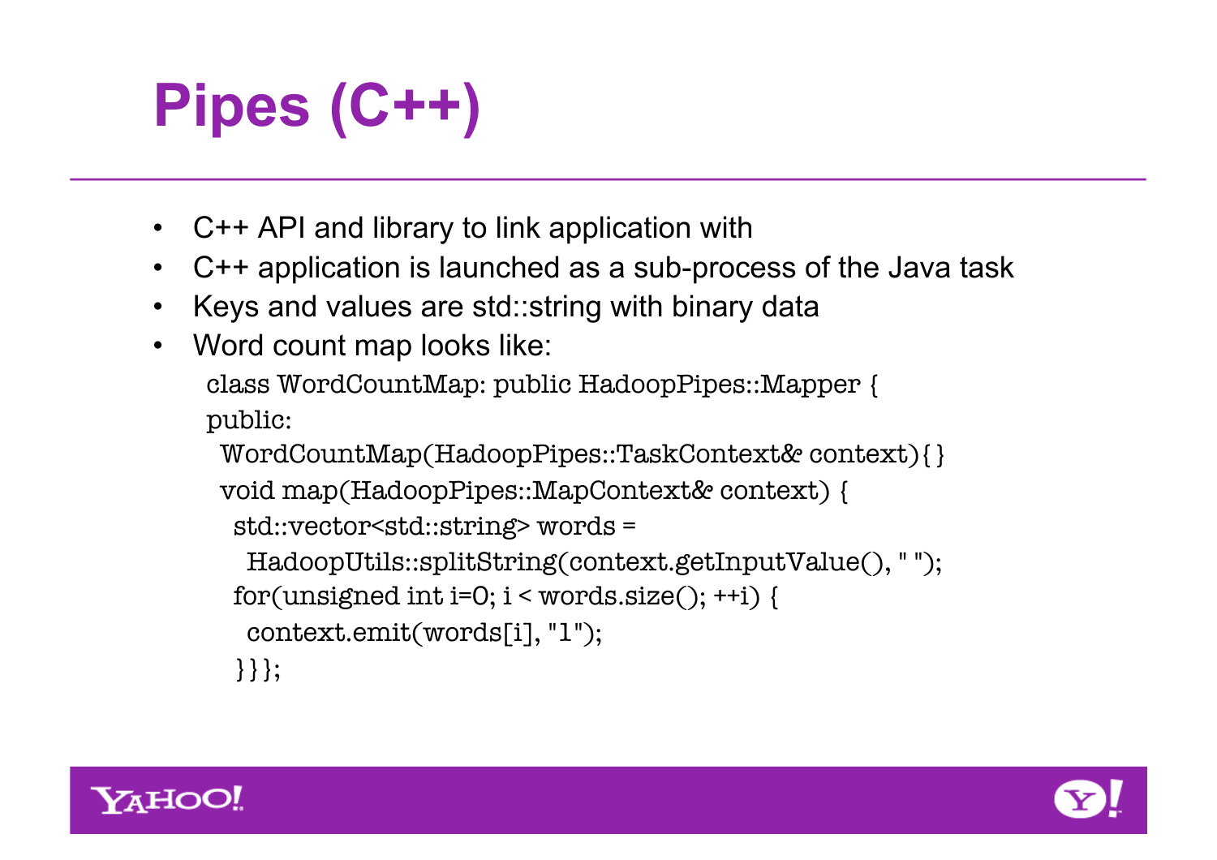# Pipes (C++)

- C++ API and library to link application with
- C++ application is launched as a sub-process of the Java task
- Keys and values are std::string with binary data
- Word count map looks like:

```
class WordCountMap: public HadoopPipes::Mapper {
public:
  WordCountMap(HadoopPipes::TaskContext& context){}
  void map(HadoopPipes::MapContext& context) {
    std::vector<std::string> words =
      HadoopUtils::splitString(context.getInputValue(), " ");
    for(unsigned int i=0; i < words.size(); ++i) {
      context.emit(words[i], "1");
    }}};
```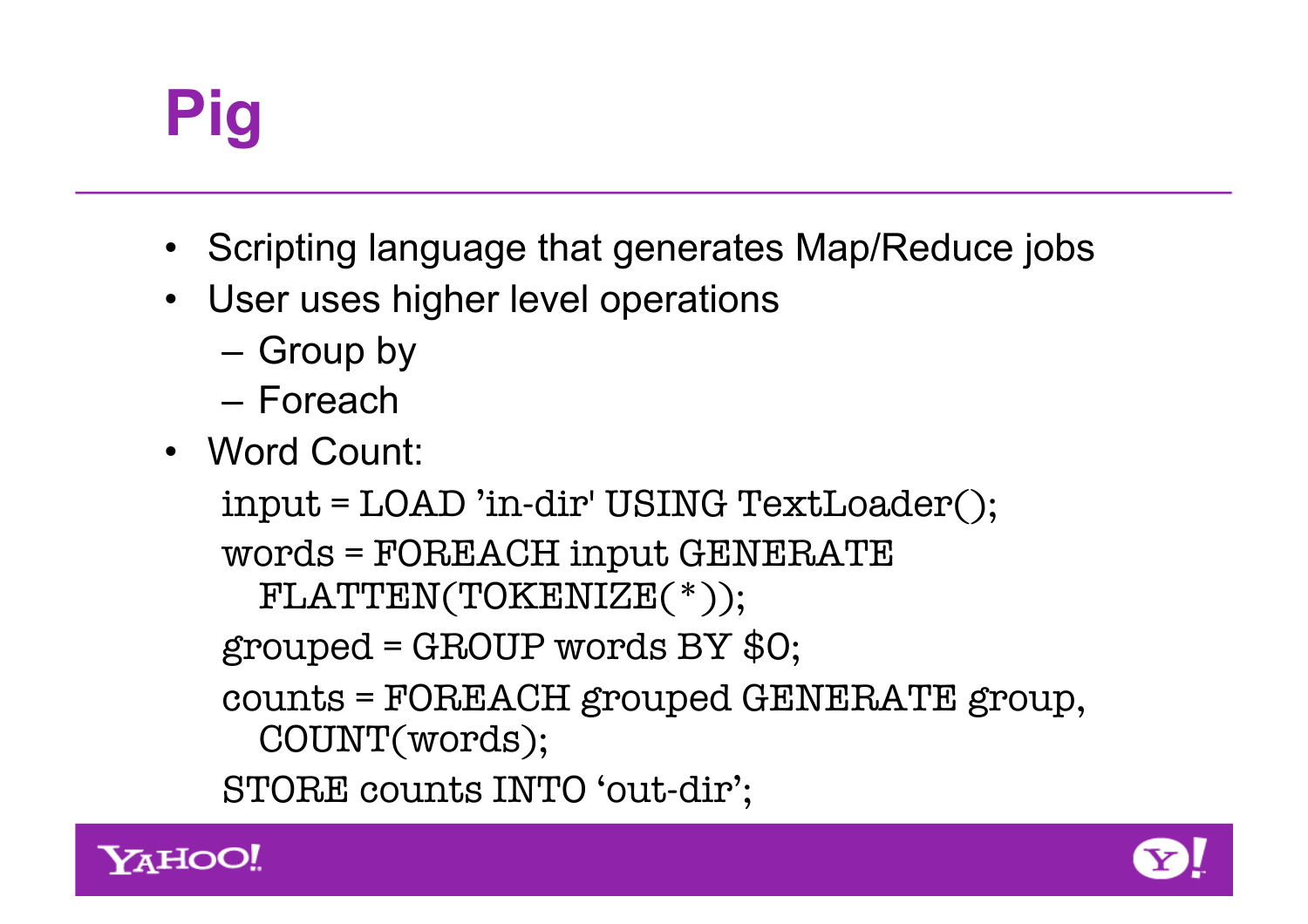# Pig

- Scripting language that generates Map/Reduce jobs
- User uses higher level operations
  - Group by
  - Foreach
- Word Count:

```
input = LOAD 'in-dir' USING TextLoader();
words = FOREACH input GENERATE
  FLATTEN(TOKENIZE(*));
grouped = GROUP words BY $0;
counts = FOREACH grouped GENERATE group,
  COUNT(words);
STORE counts INTO 'out-dir';
```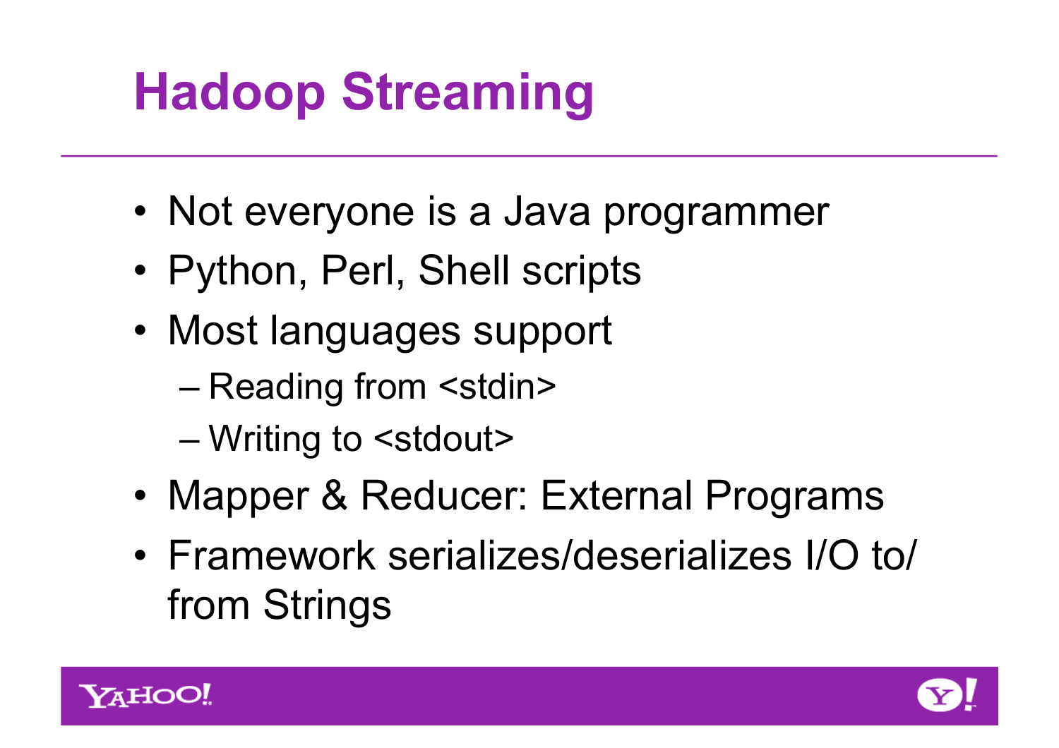# Hadoop Streaming

- Not everyone is a Java programmer
- Python, Perl, Shell scripts
- Most languages support
  - Reading from <stdin>
  - Writing to <stdout>
- Mapper & Reducer: External Programs
- Framework serializes/deserializes I/O to/from Strings